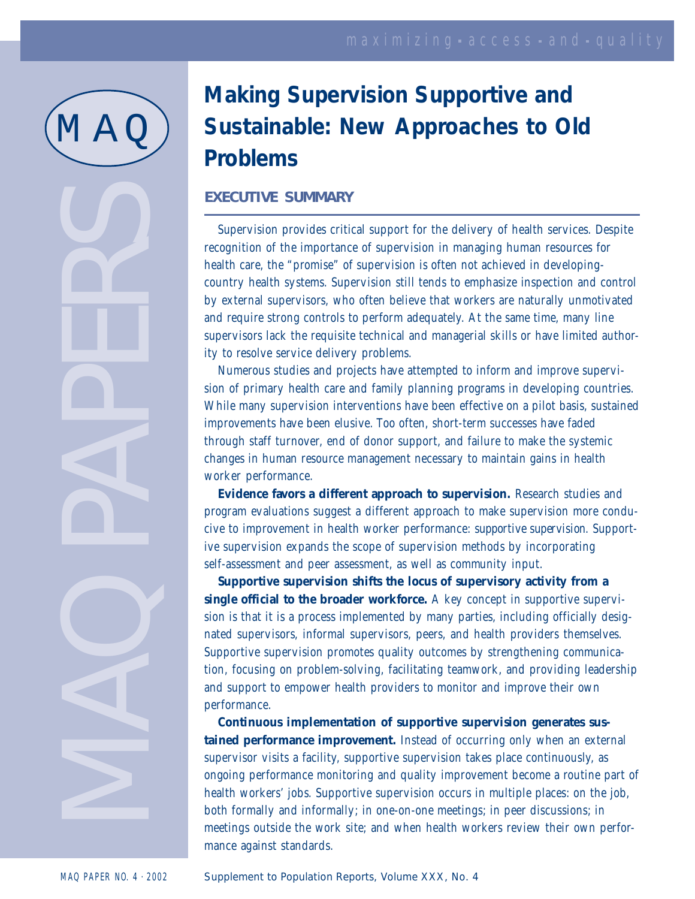# Making Supervision Supportive and Sustainable: New Approaches to Old Problems

## EXECUTIVE SUMMARY

Supervision provides critical support for the delivery of health services. Despite recognition of the importance of supervision in managing human resources for health care, the "promise" of supervision is often not achieved in developing-country health systems. Supervision still tends to emphasize inspection and control by external supervisors, who often believe that workers are naturally unmotivated and require strong controls to perform adequately. At the same time, many line supervisors lack the requisite technical and managerial skills or have limited authority to resolve service delivery problems.

Numerous studies and projects have attempted to inform and improve supervision of primary health care and family planning programs in developing countries. While many supervision interventions have been effective on a pilot basis, sustained improvements have been elusive. Too often, short-term successes have faded through staff turnover, end of donor support, and failure to make the systemic changes in human resource management necessary to maintain gains in health worker performance.

**Evidence favors a different approach to supervision.** Research studies and program evaluations suggest a different approach to make supervision more conducive to improvement in health worker performance: supportive supervision. Supportive supervision expands the scope of supervision methods by incorporating self-assessment and peer assessment, as well as community input.

**Supportive supervision shifts the locus of supervisory activity from a single official to the broader workforce.** A key concept in supportive supervision is that it is a process implemented by many parties, including officially designated supervisors, informal supervisors, peers, and health providers themselves. Supportive supervision promotes quality outcomes by strengthening communication, focusing on problem-solving, facilitating teamwork, and providing leadership and support to empower health providers to monitor and improve their own performance.

**Continuous implementation of supportive supervision generates sustained performance improvement.** Instead of occurring only when an external supervisor visits a facility, supportive supervision takes place continuously, as ongoing performance monitoring and quality improvement become a routine part of health workers' jobs. Supportive supervision occurs in multiple places: on the job, both formally and informally; in one-on-one meetings; in peer discussions; in meetings outside the work site; and when health workers review their own performance against standards.

MAQ PAPER NO. 4 · 2002

Supplement to Population Reports, Volume XXX, No. 4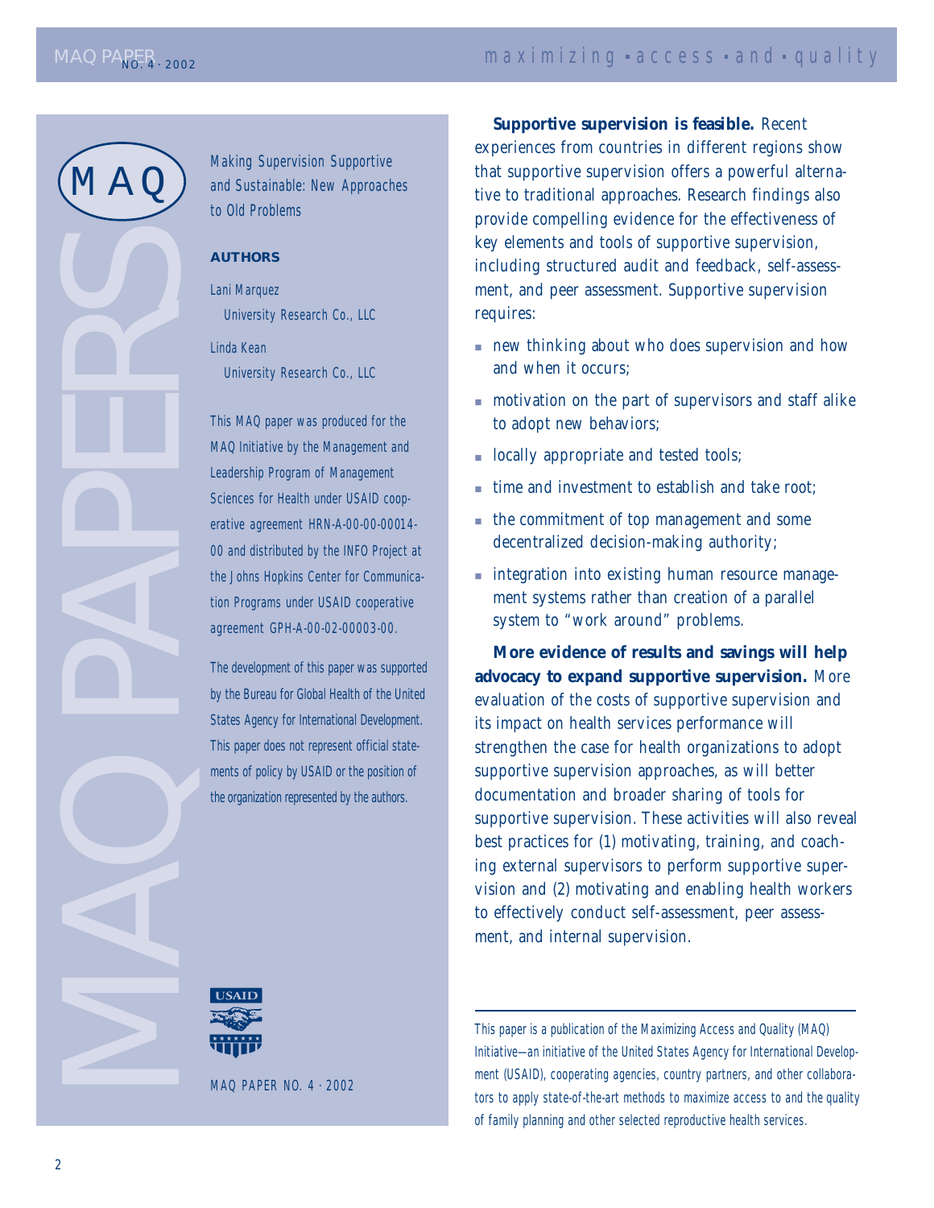Making Supervision Supportive and Sustainable: New Approaches to Old Problems

**AUTHORS**

Lani Marquez
University Research Co., LLC

Linda Kean
University Research Co., LLC

This MAQ paper was produced for the MAQ Initiative by the Management and Leadership Program of Management Sciences for Health under USAID cooperative agreement HRN-A-00-00-00014-00 and distributed by the INFO Project at the Johns Hopkins Center for Communication Programs under USAID cooperative agreement GPH-A-00-02-00003-00.

The development of this paper was supported by the Bureau for Global Health of the United States Agency for International Development. This paper does not represent official statements of policy by USAID or the position of the organization represented by the authors.

MAQ PAPER NO. 4 · 2002

**Supportive supervision is feasible.** Recent experiences from countries in different regions show that supportive supervision offers a powerful alternative to traditional approaches. Research findings also provide compelling evidence for the effectiveness of key elements and tools of supportive supervision, including structured audit and feedback, self-assessment, and peer assessment. Supportive supervision requires:

- new thinking about who does supervision and how and when it occurs;
- motivation on the part of supervisors and staff alike to adopt new behaviors;
- locally appropriate and tested tools;
- time and investment to establish and take root;
- the commitment of top management and some decentralized decision-making authority;
- integration into existing human resource management systems rather than creation of a parallel system to "work around" problems.

**More evidence of results and savings will help advocacy to expand supportive supervision.** More evaluation of the costs of supportive supervision and its impact on health services performance will strengthen the case for health organizations to adopt supportive supervision approaches, as will better documentation and broader sharing of tools for supportive supervision. These activities will also reveal best practices for (1) motivating, training, and coaching external supervisors to perform supportive supervision and (2) motivating and enabling health workers to effectively conduct self-assessment, peer assessment, and internal supervision.

---

This paper is a publication of the Maximizing Access and Quality (MAQ) Initiative—an initiative of the United States Agency for International Development (USAID), cooperating agencies, country partners, and other collaborators to apply state-of-the-art methods to maximize access to and the quality of family planning and other selected reproductive health services.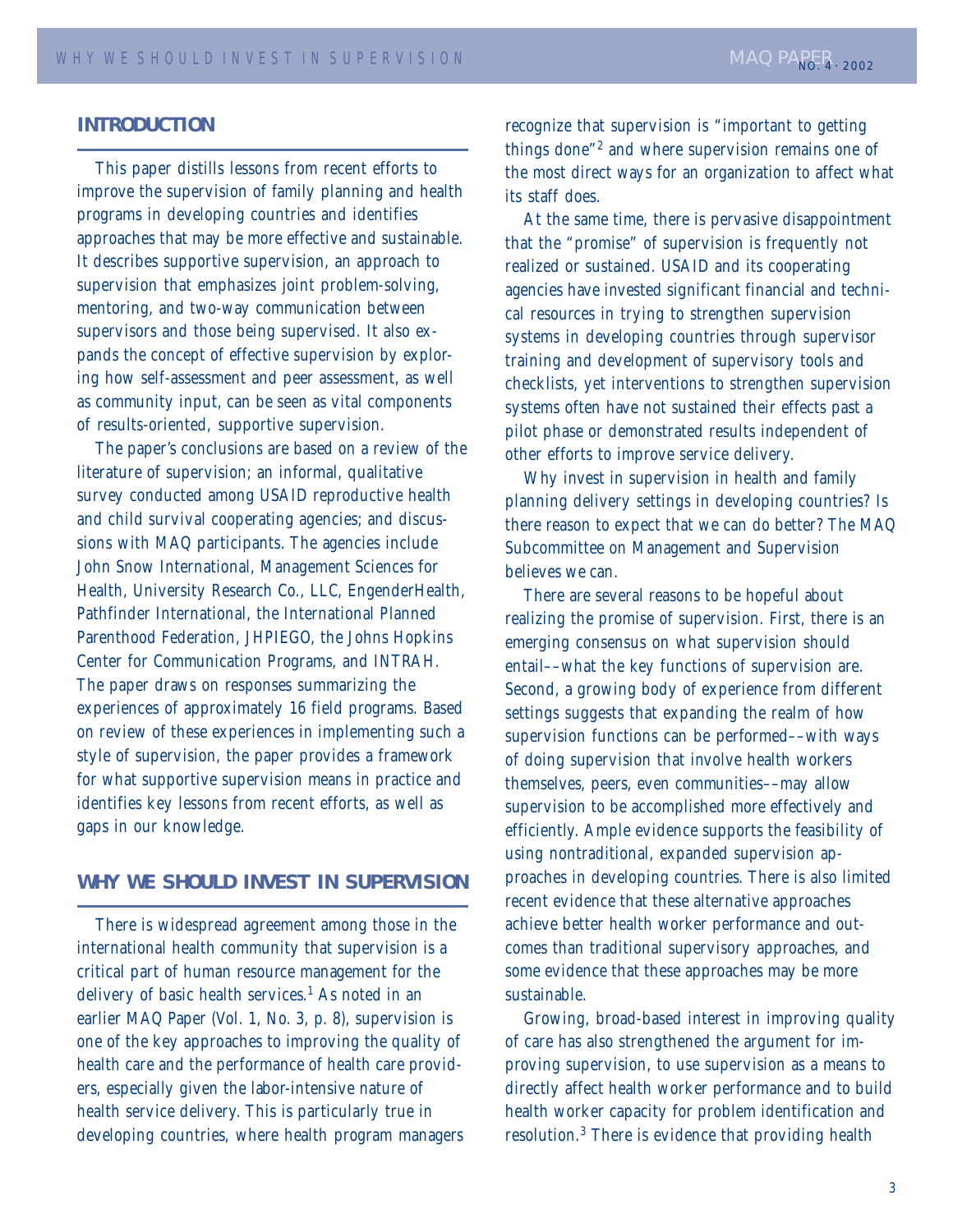## INTRODUCTION

This paper distills lessons from recent efforts to improve the supervision of family planning and health programs in developing countries and identifies approaches that may be more effective and sustainable. It describes supportive supervision, an approach to supervision that emphasizes joint problem-solving, mentoring, and two-way communication between supervisors and those being supervised. It also expands the concept of effective supervision by exploring how self-assessment and peer assessment, as well as community input, can be seen as vital components of results-oriented, supportive supervision.

The paper's conclusions are based on a review of the literature of supervision; an informal, qualitative survey conducted among USAID reproductive health and child survival cooperating agencies; and discussions with MAQ participants. The agencies include John Snow International, Management Sciences for Health, University Research Co., LLC, EngenderHealth, Pathfinder International, the International Planned Parenthood Federation, JHPIEGO, the Johns Hopkins Center for Communication Programs, and INTRAH. The paper draws on responses summarizing the experiences of approximately 16 field programs. Based on review of these experiences in implementing such a style of supervision, the paper provides a framework for what supportive supervision means in practice and identifies key lessons from recent efforts, as well as gaps in our knowledge.

## WHY WE SHOULD INVEST IN SUPERVISION

There is widespread agreement among those in the international health community that supervision is a critical part of human resource management for the delivery of basic health services.[1] As noted in an earlier MAQ Paper (Vol. 1, No. 3, p. 8), supervision is one of the key approaches to improving the quality of health care and the performance of health care providers, especially given the labor-intensive nature of health service delivery. This is particularly true in developing countries, where health program managers recognize that supervision is "important to getting things done"[2] and where supervision remains one of the most direct ways for an organization to affect what its staff does.

At the same time, there is pervasive disappointment that the "promise" of supervision is frequently not realized or sustained. USAID and its cooperating agencies have invested significant financial and technical resources in trying to strengthen supervision systems in developing countries through supervisor training and development of supervisory tools and checklists, yet interventions to strengthen supervision systems often have not sustained their effects past a pilot phase or demonstrated results independent of other efforts to improve service delivery.

Why invest in supervision in health and family planning delivery settings in developing countries? Is there reason to expect that we can do better? The MAQ Subcommittee on Management and Supervision believes we can.

There are several reasons to be hopeful about realizing the promise of supervision. First, there is an emerging consensus on what supervision should entail––what the key functions of supervision are. Second, a growing body of experience from different settings suggests that expanding the realm of how supervision functions can be performed––with ways of doing supervision that involve health workers themselves, peers, even communities––may allow supervision to be accomplished more effectively and efficiently. Ample evidence supports the feasibility of using nontraditional, expanded supervision approaches in developing countries. There is also limited recent evidence that these alternative approaches achieve better health worker performance and outcomes than traditional supervisory approaches, and some evidence that these approaches may be more sustainable.

Growing, broad-based interest in improving quality of care has also strengthened the argument for improving supervision, to use supervision as a means to directly affect health worker performance and to build health worker capacity for problem identification and resolution.[3] There is evidence that providing health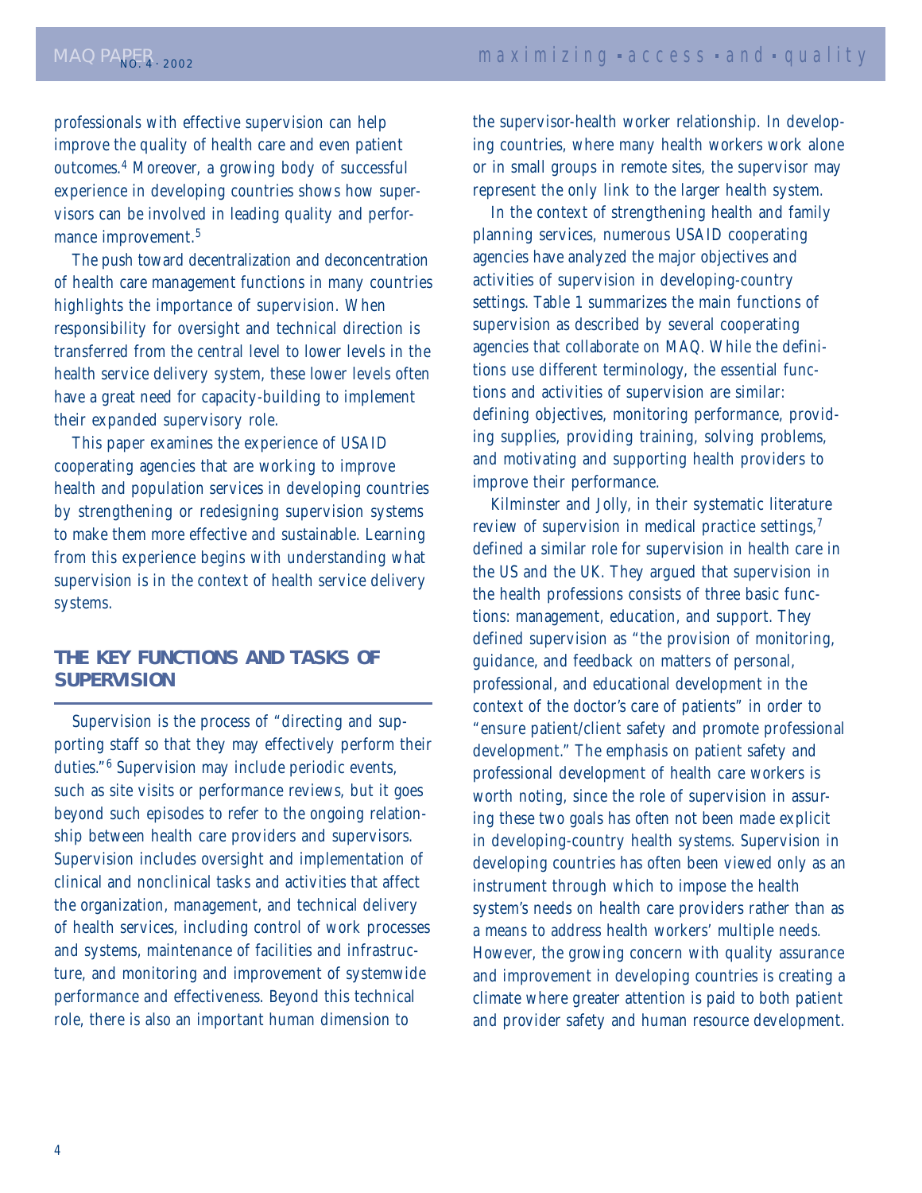professionals with effective supervision can help improve the quality of health care and even patient outcomes.[4] Moreover, a growing body of successful experience in developing countries shows how supervisors can be involved in leading quality and performance improvement.[5]

The push toward decentralization and deconcentration of health care management functions in many countries highlights the importance of supervision. When responsibility for oversight and technical direction is transferred from the central level to lower levels in the health service delivery system, these lower levels often have a great need for capacity-building to implement their expanded supervisory role.

This paper examines the experience of USAID cooperating agencies that are working to improve health and population services in developing countries by strengthening or redesigning supervision systems to make them more effective and sustainable. Learning from this experience begins with understanding what supervision is in the context of health service delivery systems.

## THE KEY FUNCTIONS AND TASKS OF SUPERVISION

Supervision is the process of "directing and supporting staff so that they may effectively perform their duties."[6] Supervision may include periodic events, such as site visits or performance reviews, but it goes beyond such episodes to refer to the ongoing relationship between health care providers and supervisors. Supervision includes oversight and implementation of clinical and nonclinical tasks and activities that affect the organization, management, and technical delivery of health services, including control of work processes and systems, maintenance of facilities and infrastructure, and monitoring and improvement of systemwide performance and effectiveness. Beyond this technical role, there is also an important human dimension to the supervisor-health worker relationship. In developing countries, where many health workers work alone or in small groups in remote sites, the supervisor may represent the only link to the larger health system.

In the context of strengthening health and family planning services, numerous USAID cooperating agencies have analyzed the major objectives and activities of supervision in developing-country settings. Table 1 summarizes the main functions of supervision as described by several cooperating agencies that collaborate on MAQ. While the definitions use different terminology, the essential functions and activities of supervision are similar: defining objectives, monitoring performance, providing supplies, providing training, solving problems, and motivating and supporting health providers to improve their performance.

Kilminster and Jolly, in their systematic literature review of supervision in medical practice settings,[7] defined a similar role for supervision in health care in the US and the UK. They argued that supervision in the health professions consists of three basic functions: management, education, and support. They defined supervision as "the provision of monitoring, guidance, and feedback on matters of personal, professional, and educational development in the context of the doctor's care of patients" in order to "ensure patient/client safety and promote professional development." The emphasis on patient safety and professional development of health care workers is worth noting, since the role of supervision in assuring these two goals has often not been made explicit in developing-country health systems. Supervision in developing countries has often been viewed only as an instrument through which to impose the health system's needs on health care providers rather than as a means to address health workers' multiple needs. However, the growing concern with quality assurance and improvement in developing countries is creating a climate where greater attention is paid to both patient and provider safety and human resource development.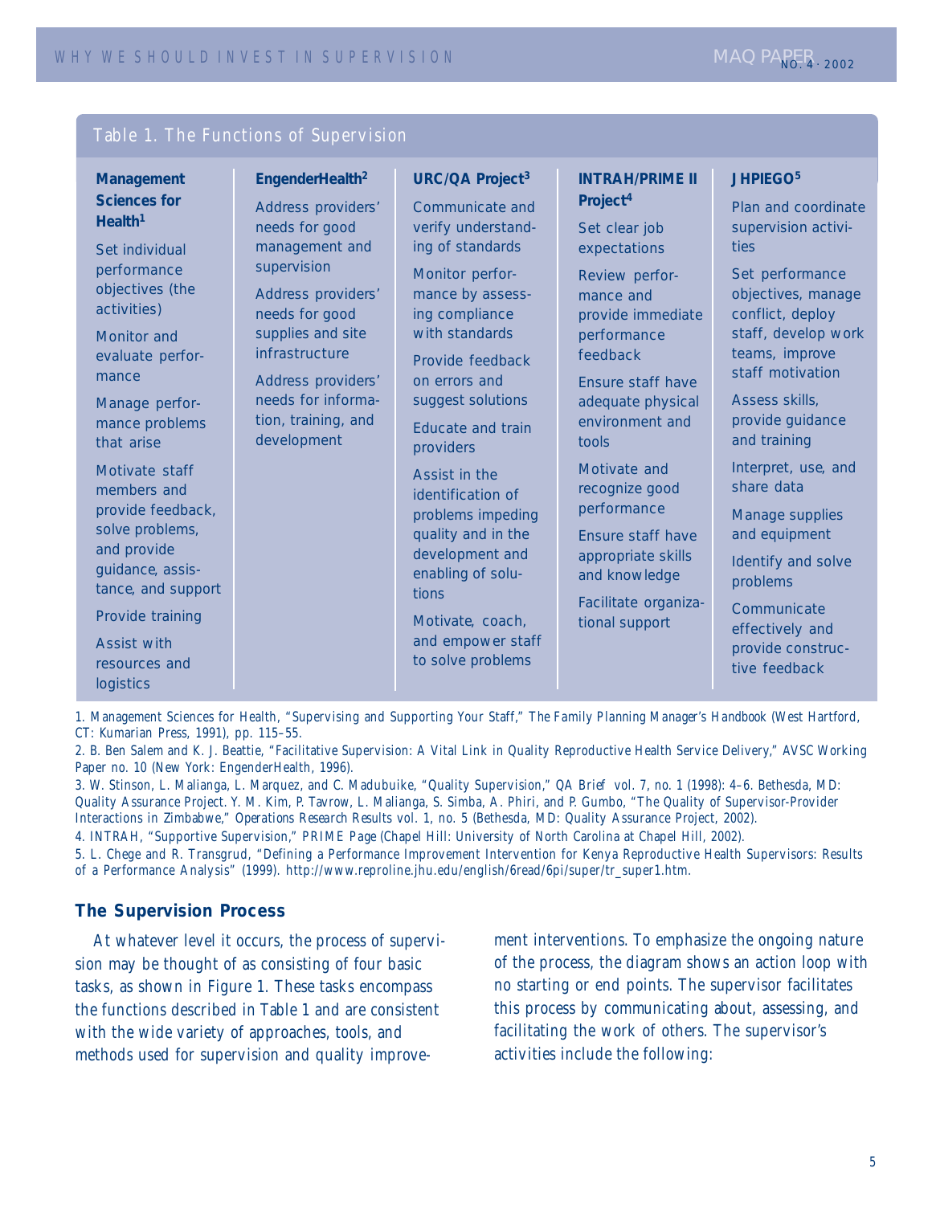### Table 1. The Functions of Supervision

| Management Sciences for Health[1] | EngenderHealth[2] | URC/QA Project[3] | INTRAH/PRIME II Project[4] | JHPIEGO[5] |
|---|---|---|---|---|
| Set individual performance objectives (the activities) | Address providers' needs for good management and supervision | Communicate and verify understanding of standards | Set clear job expectations | Plan and coordinate supervision activities |
| Monitor and evaluate performance | Address providers' needs for good supplies and site infrastructure | Monitor performance by assessing compliance with standards | Review performance and provide immediate performance feedback | Set performance objectives, manage conflict, deploy staff, develop work teams, improve staff motivation |
| Manage performance problems that arise | Address providers' needs for information, training, and development | Provide feedback on errors and suggest solutions | Ensure staff have adequate physical environment and tools | Assess skills, provide guidance and training |
| Motivate staff members and provide feedback, solve problems, and provide guidance, assistance, and support | | Educate and train providers | Motivate and recognize good performance | Interpret, use, and share data |
| Provide training | | Assist in the identification of problems impeding quality and in the development and enabling of solutions | Ensure staff have appropriate skills and knowledge | Manage supplies and equipment |
| Assist with resources and logistics | | Motivate, coach, and empower staff to solve problems | Facilitate organizational support | Identify and solve problems |
| | | | | Communicate effectively and provide constructive feedback |

1. Management Sciences for Health, "Supervising and Supporting Your Staff," *The Family Planning Manager's Handbook* (West Hartford, CT: Kumarian Press, 1991), pp. 115–55.

2. B. Ben Salem and K. J. Beattie, "Facilitative Supervision: A Vital Link in Quality Reproductive Health Service Delivery," *AVSC Working Paper* no. 10 (New York: EngenderHealth, 1996).

3. W. Stinson, L. Malianga, L. Marquez, and C. Madubuike, "Quality Supervision," *QA Brief* vol. 7, no. 1 (1998): 4–6. Bethesda, MD: Quality Assurance Project. Y. M. Kim, P. Tavrow, L. Malianga, S. Simba, A. Phiri, and P. Gumbo, "The Quality of Supervisor-Provider Interactions in Zimbabwe," *Operations Research Results* vol. 1, no. 5 (Bethesda, MD: Quality Assurance Project, 2002).

4. INTRAH, "Supportive Supervision," *PRIME Page* (Chapel Hill: University of North Carolina at Chapel Hill, 2002).

5. L. Chege and R. Transgrud, "Defining a Performance Improvement Intervention for Kenya Reproductive Health Supervisors: Results of a Performance Analysis" (1999). http://www.reproline.jhu.edu/english/6read/6pi/super/tr_super1.htm.

## The Supervision Process

At whatever level it occurs, the process of supervision may be thought of as consisting of four basic tasks, as shown in Figure 1. These tasks encompass the functions described in Table 1 and are consistent with the wide variety of approaches, tools, and methods used for supervision and quality improvement interventions. To emphasize the ongoing nature of the process, the diagram shows an action loop with no starting or end points. The supervisor facilitates this process by communicating about, assessing, and facilitating the work of others. The supervisor's activities include the following: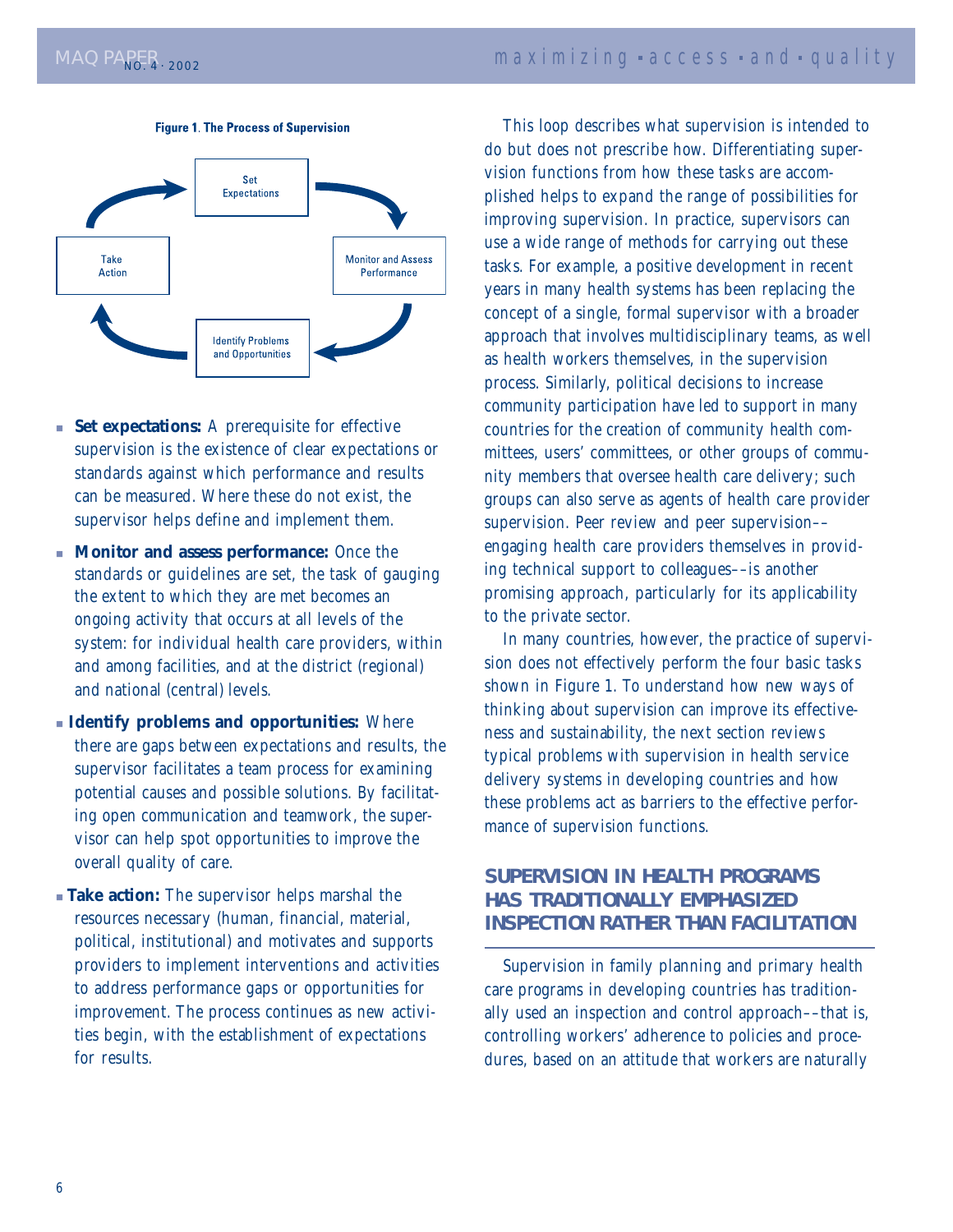**Figure 1. The Process of Supervision**

Set Expectations → Monitor and Assess Performance → Identify Problems and Opportunities → Take Action → Set Expectations

- **Set expectations:** A prerequisite for effective supervision is the existence of clear expectations or standards against which performance and results can be measured. Where these do not exist, the supervisor helps define and implement them.
- **Monitor and assess performance:** Once the standards or guidelines are set, the task of gauging the extent to which they are met becomes an ongoing activity that occurs at all levels of the system: for individual health care providers, within and among facilities, and at the district (regional) and national (central) levels.
- **Identify problems and opportunities:** Where there are gaps between expectations and results, the supervisor facilitates a team process for examining potential causes and possible solutions. By facilitating open communication and teamwork, the supervisor can help spot opportunities to improve the overall quality of care.
- **Take action:** The supervisor helps marshal the resources necessary (human, financial, material, political, institutional) and motivates and supports providers to implement interventions and activities to address performance gaps or opportunities for improvement. The process continues as new activities begin, with the establishment of expectations for results.

This loop describes what supervision is intended to do but does not prescribe how. Differentiating supervision functions from how these tasks are accomplished helps to expand the range of possibilities for improving supervision. In practice, supervisors can use a wide range of methods for carrying out these tasks. For example, a positive development in recent years in many health systems has been replacing the concept of a single, formal supervisor with a broader approach that involves multidisciplinary teams, as well as health workers themselves, in the supervision process. Similarly, political decisions to increase community participation have led to support in many countries for the creation of community health committees, users' committees, or other groups of community members that oversee health care delivery; such groups can also serve as agents of health care provider supervision. Peer review and peer supervision––engaging health care providers themselves in providing technical support to colleagues––is another promising approach, particularly for its applicability to the private sector.

In many countries, however, the practice of supervision does not effectively perform the four basic tasks shown in Figure 1. To understand how new ways of thinking about supervision can improve its effectiveness and sustainability, the next section reviews typical problems with supervision in health service delivery systems in developing countries and how these problems act as barriers to the effective performance of supervision functions.

## SUPERVISION IN HEALTH PROGRAMS HAS TRADITIONALLY EMPHASIZED INSPECTION RATHER THAN FACILITATION

Supervision in family planning and primary health care programs in developing countries has traditionally used an inspection and control approach––that is, controlling workers' adherence to policies and procedures, based on an attitude that workers are naturally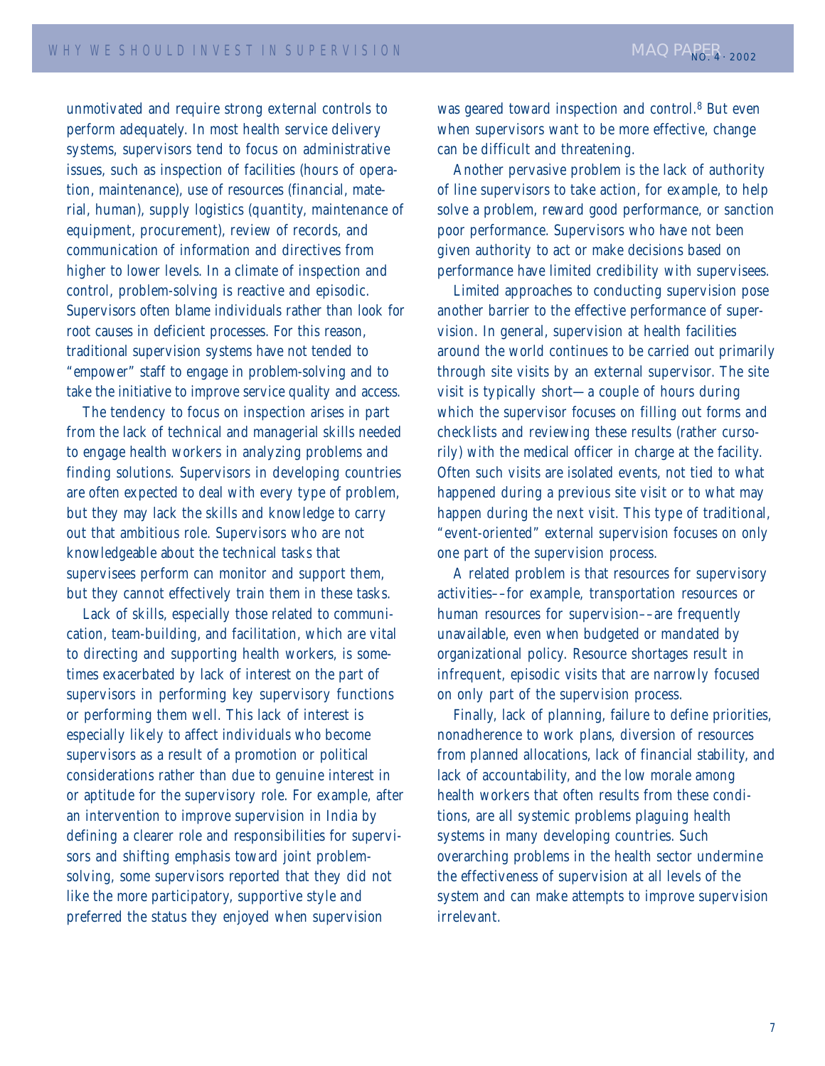unmotivated and require strong external controls to perform adequately. In most health service delivery systems, supervisors tend to focus on administrative issues, such as inspection of facilities (hours of operation, maintenance), use of resources (financial, material, human), supply logistics (quantity, maintenance of equipment, procurement), review of records, and communication of information and directives from higher to lower levels. In a climate of inspection and control, problem-solving is reactive and episodic. Supervisors often blame individuals rather than look for root causes in deficient processes. For this reason, traditional supervision systems have not tended to "empower" staff to engage in problem-solving and to take the initiative to improve service quality and access.

The tendency to focus on inspection arises in part from the lack of technical and managerial skills needed to engage health workers in analyzing problems and finding solutions. Supervisors in developing countries are often expected to deal with every type of problem, but they may lack the skills and knowledge to carry out that ambitious role. Supervisors who are not knowledgeable about the technical tasks that supervisees perform can monitor and support them, but they cannot effectively train them in these tasks.

Lack of skills, especially those related to communication, team-building, and facilitation, which are vital to directing and supporting health workers, is sometimes exacerbated by lack of interest on the part of supervisors in performing key supervisory functions or performing them well. This lack of interest is especially likely to affect individuals who become supervisors as a result of a promotion or political considerations rather than due to genuine interest in or aptitude for the supervisory role. For example, after an intervention to improve supervision in India by defining a clearer role and responsibilities for supervisors and shifting emphasis toward joint problem-solving, some supervisors reported that they did not like the more participatory, supportive style and preferred the status they enjoyed when supervision was geared toward inspection and control.[8] But even when supervisors want to be more effective, change can be difficult and threatening.

Another pervasive problem is the lack of authority of line supervisors to take action, for example, to help solve a problem, reward good performance, or sanction poor performance. Supervisors who have not been given authority to act or make decisions based on performance have limited credibility with supervisees.

Limited approaches to conducting supervision pose another barrier to the effective performance of supervision. In general, supervision at health facilities around the world continues to be carried out primarily through site visits by an external supervisor. The site visit is typically short—a couple of hours during which the supervisor focuses on filling out forms and checklists and reviewing these results (rather cursorily) with the medical officer in charge at the facility. Often such visits are isolated events, not tied to what happened during a previous site visit or to what may happen during the next visit. This type of traditional, "event-oriented" external supervision focuses on only one part of the supervision process.

A related problem is that resources for supervisory activities––for example, transportation resources or human resources for supervision––are frequently unavailable, even when budgeted or mandated by organizational policy. Resource shortages result in infrequent, episodic visits that are narrowly focused on only part of the supervision process.

Finally, lack of planning, failure to define priorities, nonadherence to work plans, diversion of resources from planned allocations, lack of financial stability, and lack of accountability, and the low morale among health workers that often results from these conditions, are all systemic problems plaguing health systems in many developing countries. Such overarching problems in the health sector undermine the effectiveness of supervision at all levels of the system and can make attempts to improve supervision irrelevant.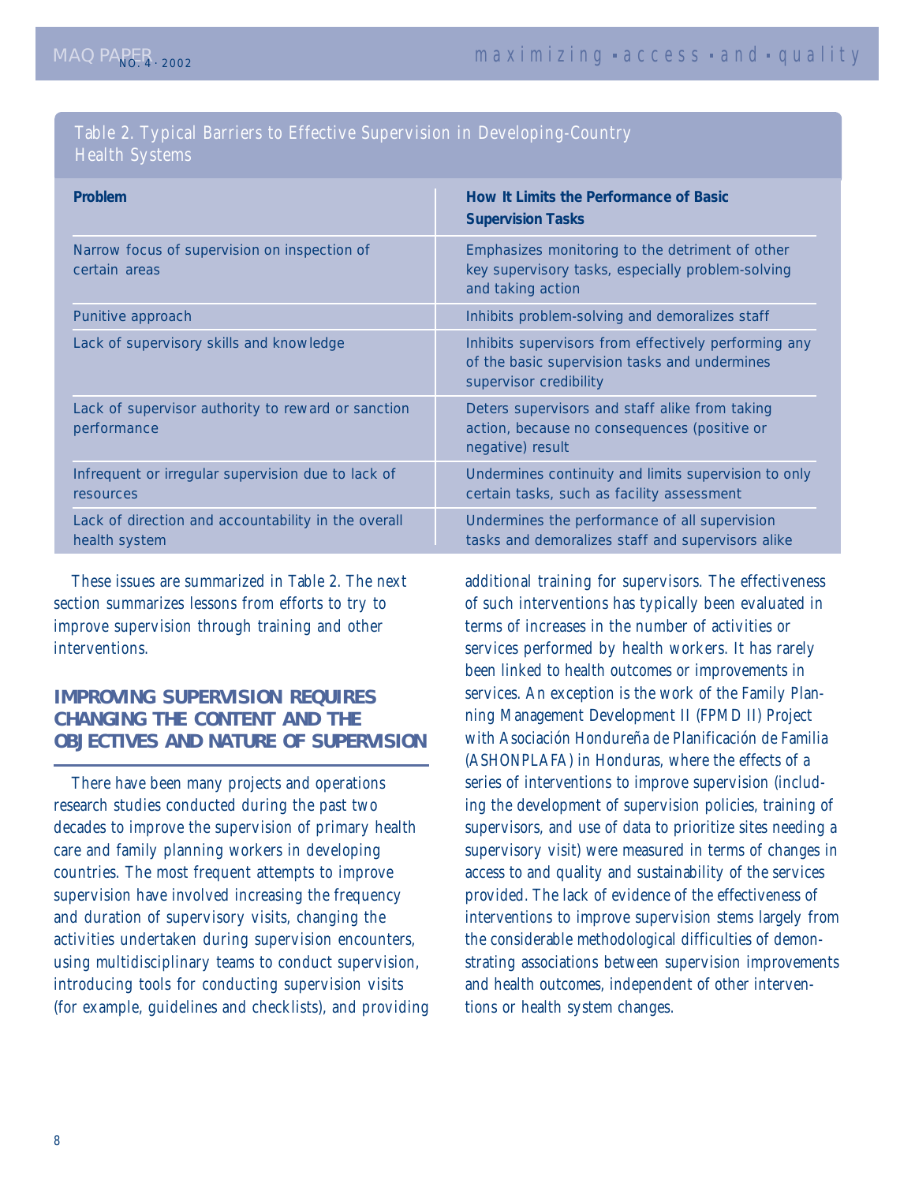Table 2. Typical Barriers to Effective Supervision in Developing-Country Health Systems

| Problem | How It Limits the Performance of Basic Supervision Tasks |
|---|---|
| Narrow focus of supervision on inspection of certain areas | Emphasizes monitoring to the detriment of other key supervisory tasks, especially problem-solving and taking action |
| Punitive approach | Inhibits problem-solving and demoralizes staff |
| Lack of supervisory skills and knowledge | Inhibits supervisors from effectively performing any of the basic supervision tasks and undermines supervisor credibility |
| Lack of supervisor authority to reward or sanction performance | Deters supervisors and staff alike from taking action, because no consequences (positive or negative) result |
| Infrequent or irregular supervision due to lack of resources | Undermines continuity and limits supervision to only certain tasks, such as facility assessment |
| Lack of direction and accountability in the overall health system | Undermines the performance of all supervision tasks and demoralizes staff and supervisors alike |

These issues are summarized in Table 2. The next section summarizes lessons from efforts to try to improve supervision through training and other interventions.

## IMPROVING SUPERVISION REQUIRES CHANGING THE CONTENT AND THE OBJECTIVES AND NATURE OF SUPERVISION

There have been many projects and operations research studies conducted during the past two decades to improve the supervision of primary health care and family planning workers in developing countries. The most frequent attempts to improve supervision have involved increasing the frequency and duration of supervisory visits, changing the activities undertaken during supervision encounters, using multidisciplinary teams to conduct supervision, introducing tools for conducting supervision visits (for example, guidelines and checklists), and providing additional training for supervisors. The effectiveness of such interventions has typically been evaluated in terms of increases in the number of activities or services performed by health workers. It has rarely been linked to health outcomes or improvements in services. An exception is the work of the Family Planning Management Development II (FPMD II) Project with Asociación Hondureña de Planificación de Familia (ASHONPLAFA) in Honduras, where the effects of a series of interventions to improve supervision (including the development of supervision policies, training of supervisors, and use of data to prioritize sites needing a supervisory visit) were measured in terms of changes in access to and quality and sustainability of the services provided. The lack of evidence of the effectiveness of interventions to improve supervision stems largely from the considerable methodological difficulties of demonstrating associations between supervision improvements and health outcomes, independent of other interventions or health system changes.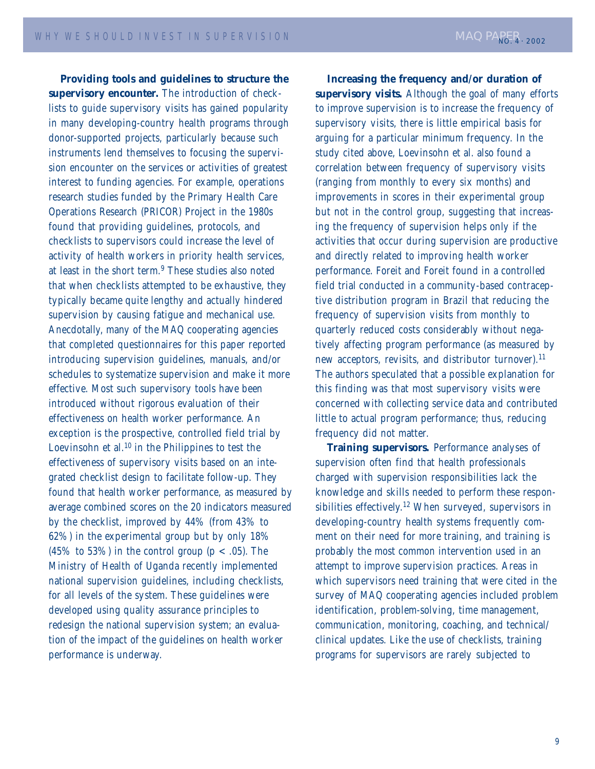**Providing tools and guidelines to structure the supervisory encounter.** The introduction of checklists to guide supervisory visits has gained popularity in many developing-country health programs through donor-supported projects, particularly because such instruments lend themselves to focusing the supervision encounter on the services or activities of greatest interest to funding agencies. For example, operations research studies funded by the Primary Health Care Operations Research (PRICOR) Project in the 1980s found that providing guidelines, protocols, and checklists to supervisors could increase the level of activity of health workers in priority health services, at least in the short term.[9] These studies also noted that when checklists attempted to be exhaustive, they typically became quite lengthy and actually hindered supervision by causing fatigue and mechanical use. Anecdotally, many of the MAQ cooperating agencies that completed questionnaires for this paper reported introducing supervision guidelines, manuals, and/or schedules to systematize supervision and make it more effective. Most such supervisory tools have been introduced without rigorous evaluation of their effectiveness on health worker performance. An exception is the prospective, controlled field trial by Loevinsohn et al.[10] in the Philippines to test the effectiveness of supervisory visits based on an integrated checklist design to facilitate follow-up. They found that health worker performance, as measured by average combined scores on the 20 indicators measured by the checklist, improved by 44% (from 43% to 62%) in the experimental group but by only 18% (45% to 53%) in the control group ($p < .05$). The Ministry of Health of Uganda recently implemented national supervision guidelines, including checklists, for all levels of the system. These guidelines were developed using quality assurance principles to redesign the national supervision system; an evaluation of the impact of the guidelines on health worker performance is underway.

**Increasing the frequency and/or duration of supervisory visits.** Although the goal of many efforts to improve supervision is to increase the frequency of supervisory visits, there is little empirical basis for arguing for a particular minimum frequency. In the study cited above, Loevinsohn et al. also found a correlation between frequency of supervisory visits (ranging from monthly to every six months) and improvements in scores in their experimental group but not in the control group, suggesting that increasing the frequency of supervision helps only if the activities that occur during supervision are productive and directly related to improving health worker performance. Foreit and Foreit found in a controlled field trial conducted in a community-based contraceptive distribution program in Brazil that reducing the frequency of supervision visits from monthly to quarterly reduced costs considerably without negatively affecting program performance (as measured by new acceptors, revisits, and distributor turnover).[11] The authors speculated that a possible explanation for this finding was that most supervisory visits were concerned with collecting service data and contributed little to actual program performance; thus, reducing frequency did not matter.

**Training supervisors.** Performance analyses of supervision often find that health professionals charged with supervision responsibilities lack the knowledge and skills needed to perform these responsibilities effectively.[12] When surveyed, supervisors in developing-country health systems frequently comment on their need for more training, and training is probably the most common intervention used in an attempt to improve supervision practices. Areas in which supervisors need training that were cited in the survey of MAQ cooperating agencies included problem identification, problem-solving, time management, communication, monitoring, coaching, and technical/clinical updates. Like the use of checklists, training programs for supervisors are rarely subjected to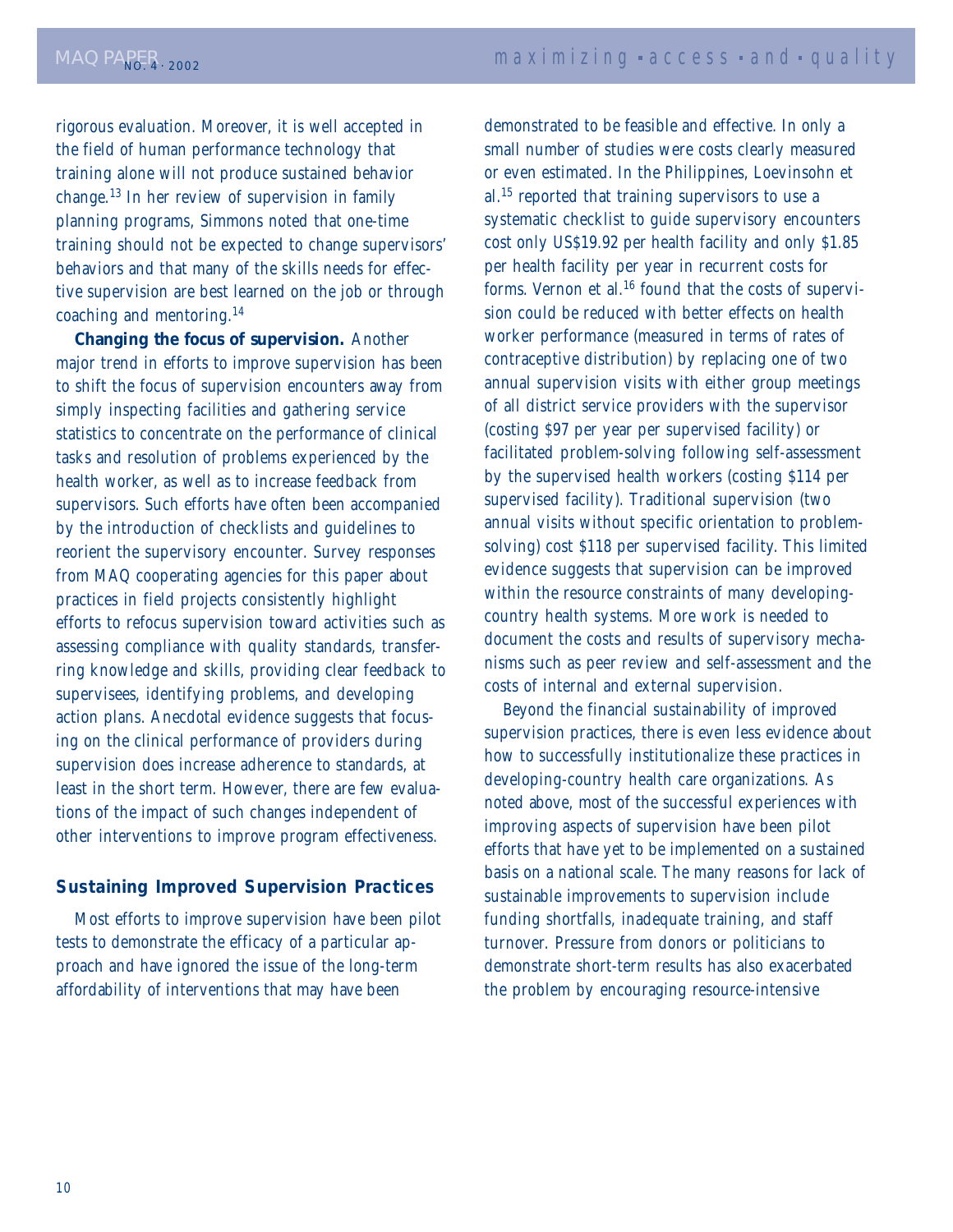rigorous evaluation. Moreover, it is well accepted in the field of human performance technology that training alone will not produce sustained behavior change.[13] In her review of supervision in family planning programs, Simmons noted that one-time training should not be expected to change supervisors' behaviors and that many of the skills needs for effective supervision are best learned on the job or through coaching and mentoring.[14]

**Changing the focus of supervision.** Another major trend in efforts to improve supervision has been to shift the focus of supervision encounters away from simply inspecting facilities and gathering service statistics to concentrate on the performance of clinical tasks and resolution of problems experienced by the health worker, as well as to increase feedback from supervisors. Such efforts have often been accompanied by the introduction of checklists and guidelines to reorient the supervisory encounter. Survey responses from MAQ cooperating agencies for this paper about practices in field projects consistently highlight efforts to refocus supervision toward activities such as assessing compliance with quality standards, transferring knowledge and skills, providing clear feedback to supervisees, identifying problems, and developing action plans. Anecdotal evidence suggests that focusing on the clinical performance of providers during supervision does increase adherence to standards, at least in the short term. However, there are few evaluations of the impact of such changes independent of other interventions to improve program effectiveness.

## Sustaining Improved Supervision Practices

Most efforts to improve supervision have been pilot tests to demonstrate the efficacy of a particular approach and have ignored the issue of the long-term affordability of interventions that may have been demonstrated to be feasible and effective. In only a small number of studies were costs clearly measured or even estimated. In the Philippines, Loevinsohn et al.[15] reported that training supervisors to use a systematic checklist to guide supervisory encounters cost only US$19.92 per health facility and only $1.85 per health facility per year in recurrent costs for forms. Vernon et al.[16] found that the costs of supervision could be reduced with better effects on health worker performance (measured in terms of rates of contraceptive distribution) by replacing one of two annual supervision visits with either group meetings of all district service providers with the supervisor (costing $97 per year per supervised facility) or facilitated problem-solving following self-assessment by the supervised health workers (costing $114 per supervised facility). Traditional supervision (two annual visits without specific orientation to problem-solving) cost $118 per supervised facility. This limited evidence suggests that supervision can be improved within the resource constraints of many developing-country health systems. More work is needed to document the costs and results of supervisory mechanisms such as peer review and self-assessment and the costs of internal and external supervision.

Beyond the financial sustainability of improved supervision practices, there is even less evidence about how to successfully institutionalize these practices in developing-country health care organizations. As noted above, most of the successful experiences with improving aspects of supervision have been pilot efforts that have yet to be implemented on a sustained basis on a national scale. The many reasons for lack of sustainable improvements to supervision include funding shortfalls, inadequate training, and staff turnover. Pressure from donors or politicians to demonstrate short-term results has also exacerbated the problem by encouraging resource-intensive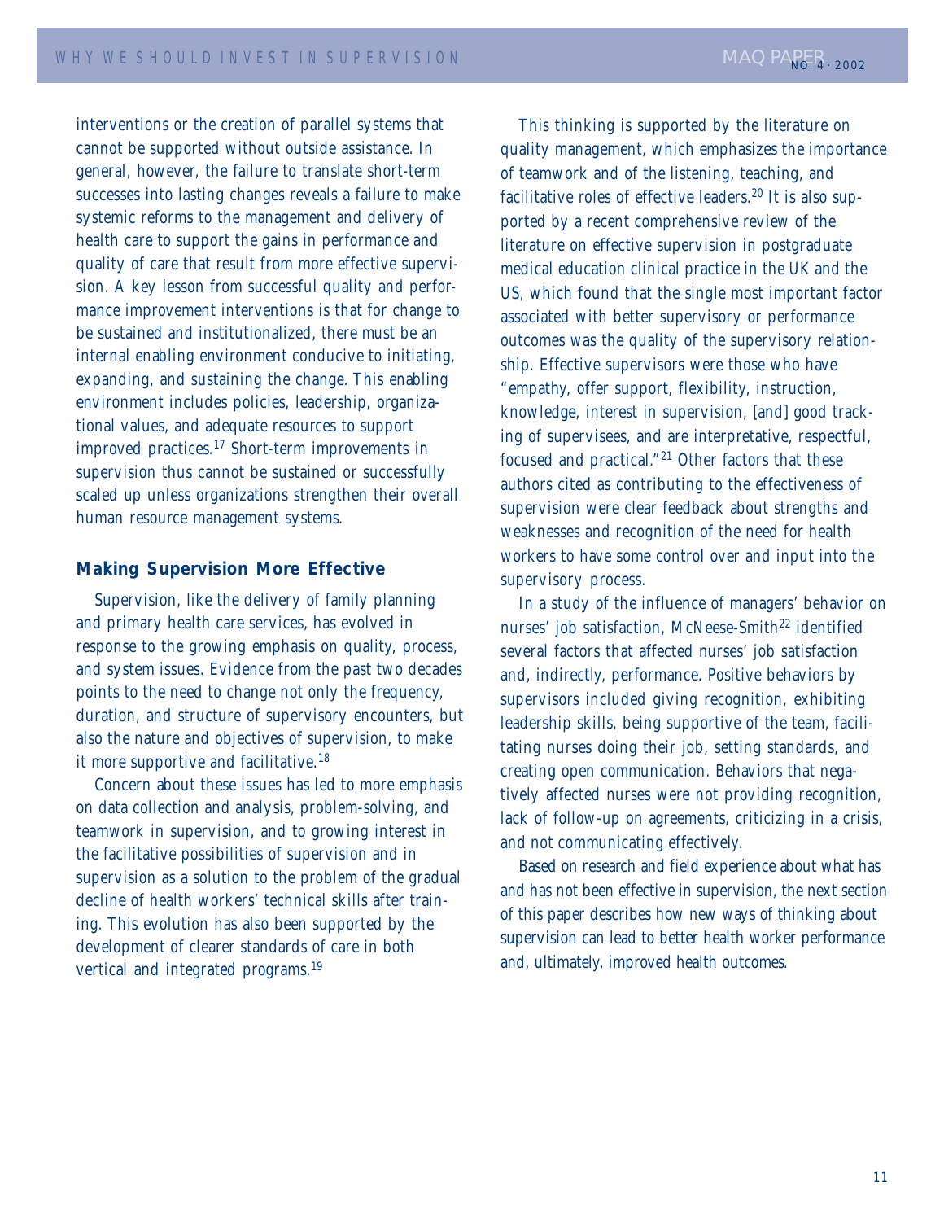interventions or the creation of parallel systems that cannot be supported without outside assistance. In general, however, the failure to translate short-term successes into lasting changes reveals a failure to make systemic reforms to the management and delivery of health care to support the gains in performance and quality of care that result from more effective supervision. A key lesson from successful quality and performance improvement interventions is that for change to be sustained and institutionalized, there must be an internal enabling environment conducive to initiating, expanding, and sustaining the change. This enabling environment includes policies, leadership, organizational values, and adequate resources to support improved practices.[17] Short-term improvements in supervision thus cannot be sustained or successfully scaled up unless organizations strengthen their overall human resource management systems.

### Making Supervision More Effective

Supervision, like the delivery of family planning and primary health care services, has evolved in response to the growing emphasis on quality, process, and system issues. Evidence from the past two decades points to the need to change not only the frequency, duration, and structure of supervisory encounters, but also the nature and objectives of supervision, to make it more supportive and facilitative.[18]

Concern about these issues has led to more emphasis on data collection and analysis, problem-solving, and teamwork in supervision, and to growing interest in the facilitative possibilities of supervision and in supervision as a solution to the problem of the gradual decline of health workers' technical skills after training. This evolution has also been supported by the development of clearer standards of care in both vertical and integrated programs.[19]

This thinking is supported by the literature on quality management, which emphasizes the importance of teamwork and of the listening, teaching, and facilitative roles of effective leaders.[20] It is also supported by a recent comprehensive review of the literature on effective supervision in postgraduate medical education clinical practice in the UK and the US, which found that the single most important factor associated with better supervisory or performance outcomes was the quality of the supervisory relationship. Effective supervisors were those who have "empathy, offer support, flexibility, instruction, knowledge, interest in supervision, [and] good tracking of supervisees, and are interpretative, respectful, focused and practical."[21] Other factors that these authors cited as contributing to the effectiveness of supervision were clear feedback about strengths and weaknesses and recognition of the need for health workers to have some control over and input into the supervisory process.

In a study of the influence of managers' behavior on nurses' job satisfaction, McNeese-Smith[22] identified several factors that affected nurses' job satisfaction and, indirectly, performance. Positive behaviors by supervisors included giving recognition, exhibiting leadership skills, being supportive of the team, facilitating nurses doing their job, setting standards, and creating open communication. Behaviors that negatively affected nurses were not providing recognition, lack of follow-up on agreements, criticizing in a crisis, and not communicating effectively.

Based on research and field experience about what has and has not been effective in supervision, the next section of this paper describes how new ways of thinking about supervision can lead to better health worker performance and, ultimately, improved health outcomes.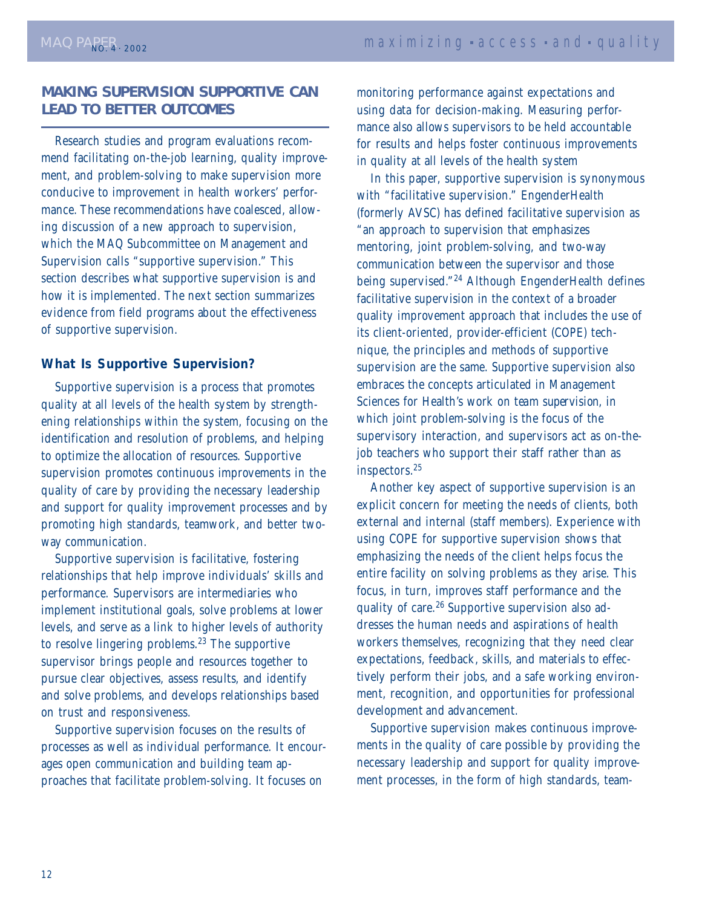## MAKING SUPERVISION SUPPORTIVE CAN LEAD TO BETTER OUTCOMES

Research studies and program evaluations recommend facilitating on-the-job learning, quality improvement, and problem-solving to make supervision more conducive to improvement in health workers' performance. These recommendations have coalesced, allowing discussion of a new approach to supervision, which the MAQ Subcommittee on Management and Supervision calls "supportive supervision." This section describes what supportive supervision is and how it is implemented. The next section summarizes evidence from field programs about the effectiveness of supportive supervision.

### What Is Supportive Supervision?

Supportive supervision is a process that promotes quality at all levels of the health system by strengthening relationships within the system, focusing on the identification and resolution of problems, and helping to optimize the allocation of resources. Supportive supervision promotes continuous improvements in the quality of care by providing the necessary leadership and support for quality improvement processes and by promoting high standards, teamwork, and better two-way communication.

Supportive supervision is facilitative, fostering relationships that help improve individuals' skills and performance. Supervisors are intermediaries who implement institutional goals, solve problems at lower levels, and serve as a link to higher levels of authority to resolve lingering problems.[23] The supportive supervisor brings people and resources together to pursue clear objectives, assess results, and identify and solve problems, and develops relationships based on trust and responsiveness.

Supportive supervision focuses on the results of processes as well as individual performance. It encourages open communication and building team approaches that facilitate problem-solving. It focuses on monitoring performance against expectations and using data for decision-making. Measuring performance also allows supervisors to be held accountable for results and helps foster continuous improvements in quality at all levels of the health system

In this paper, supportive supervision is synonymous with "facilitative supervision." EngenderHealth (formerly AVSC) has defined facilitative supervision as "an approach to supervision that emphasizes mentoring, joint problem-solving, and two-way communication between the supervisor and those being supervised."[24] Although EngenderHealth defines facilitative supervision in the context of a broader quality improvement approach that includes the use of its client-oriented, provider-efficient (COPE) technique, the principles and methods of supportive supervision are the same. Supportive supervision also embraces the concepts articulated in Management Sciences for Health's work on *team supervision*, in which joint problem-solving is the focus of the supervisory interaction, and supervisors act as on-the-job teachers who support their staff rather than as inspectors.[25]

Another key aspect of supportive supervision is an explicit concern for meeting the needs of clients, both external and internal (staff members). Experience with using COPE for supportive supervision shows that emphasizing the needs of the client helps focus the entire facility on solving problems as they arise. This focus, in turn, improves staff performance and the quality of care.[26] Supportive supervision also addresses the human needs and aspirations of health workers themselves, recognizing that they need clear expectations, feedback, skills, and materials to effectively perform their jobs, and a safe working environment, recognition, and opportunities for professional development and advancement.

Supportive supervision makes continuous improvements in the quality of care possible by providing the necessary leadership and support for quality improvement processes, in the form of high standards, team-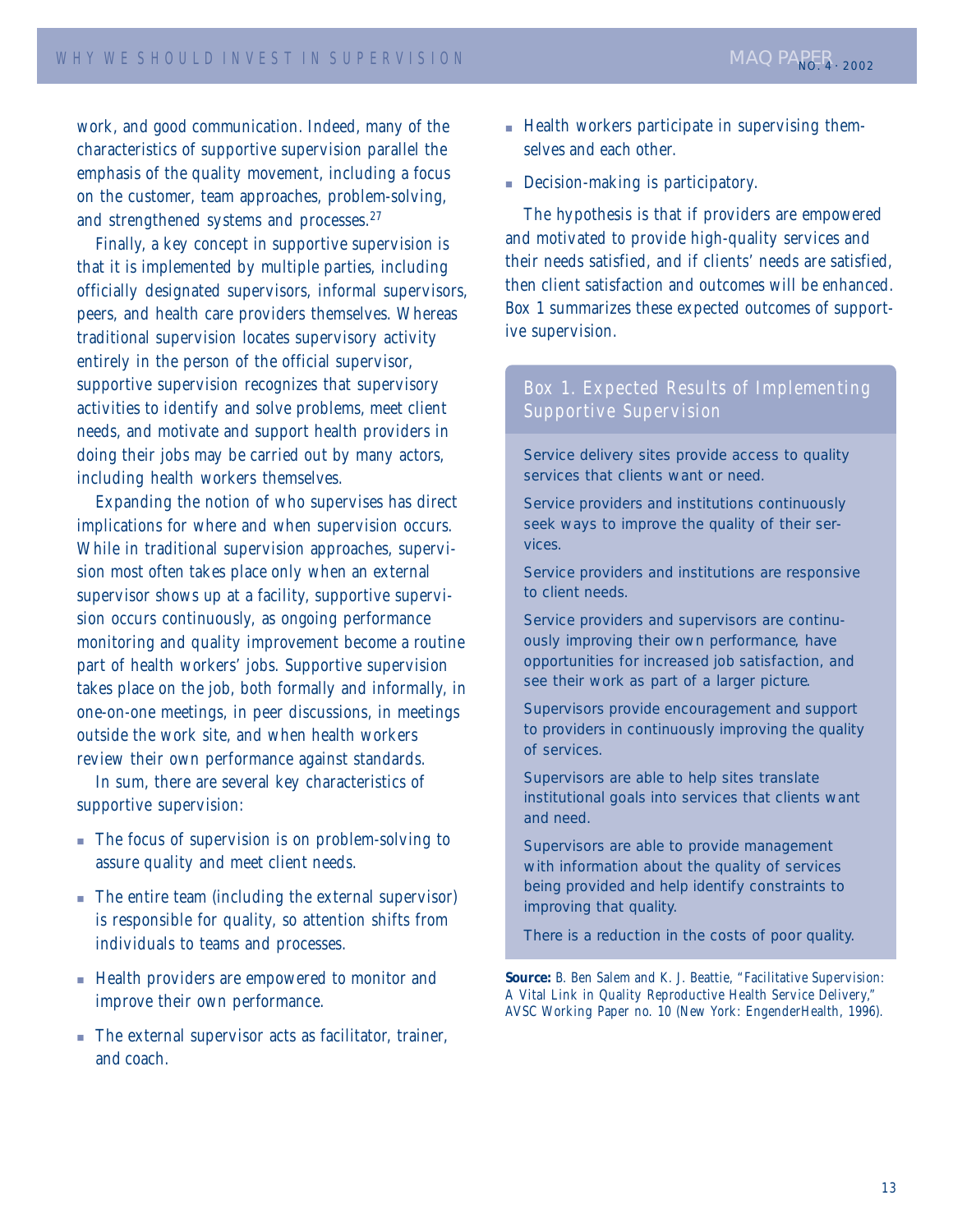work, and good communication. Indeed, many of the characteristics of supportive supervision parallel the emphasis of the quality movement, including a focus on the customer, team approaches, problem-solving, and strengthened systems and processes.[27]

Finally, a key concept in supportive supervision is that it is implemented by multiple parties, including officially designated supervisors, informal supervisors, peers, and health care providers themselves. Whereas traditional supervision locates supervisory activity entirely in the person of the official supervisor, supportive supervision recognizes that supervisory activities to identify and solve problems, meet client needs, and motivate and support health providers in doing their jobs may be carried out by many actors, including health workers themselves.

Expanding the notion of who supervises has direct implications for where and when supervision occurs. While in traditional supervision approaches, supervision most often takes place only when an external supervisor shows up at a facility, supportive supervision occurs continuously, as ongoing performance monitoring and quality improvement become a routine part of health workers' jobs. Supportive supervision takes place on the job, both formally and informally, in one-on-one meetings, in peer discussions, in meetings outside the work site, and when health workers review their own performance against standards.

In sum, there are several key characteristics of supportive supervision:

- The focus of supervision is on problem-solving to assure quality and meet client needs.
- The entire team (including the external supervisor) is responsible for quality, so attention shifts from individuals to teams and processes.
- Health providers are empowered to monitor and improve their own performance.
- The external supervisor acts as facilitator, trainer, and coach.
- Health workers participate in supervising themselves and each other.
- Decision-making is participatory.

The hypothesis is that if providers are empowered and motivated to provide high-quality services and their needs satisfied, and if clients' needs are satisfied, then client satisfaction and outcomes will be enhanced. Box 1 summarizes these expected outcomes of supportive supervision.

### Box 1. Expected Results of Implementing Supportive Supervision

Service delivery sites provide access to quality services that clients want or need.

Service providers and institutions continuously seek ways to improve the quality of their services.

Service providers and institutions are responsive to client needs.

Service providers and supervisors are continuously improving their own performance, have opportunities for increased job satisfaction, and see their work as part of a larger picture.

Supervisors provide encouragement and support to providers in continuously improving the quality of services.

Supervisors are able to help sites translate institutional goals into services that clients want and need.

Supervisors are able to provide management with information about the quality of services being provided and help identify constraints to improving that quality.

There is a reduction in the costs of poor quality.

**Source:** B. Ben Salem and K. J. Beattie, "Facilitative Supervision: A Vital Link in Quality Reproductive Health Service Delivery," AVSC Working Paper no. 10 (New York: EngenderHealth, 1996).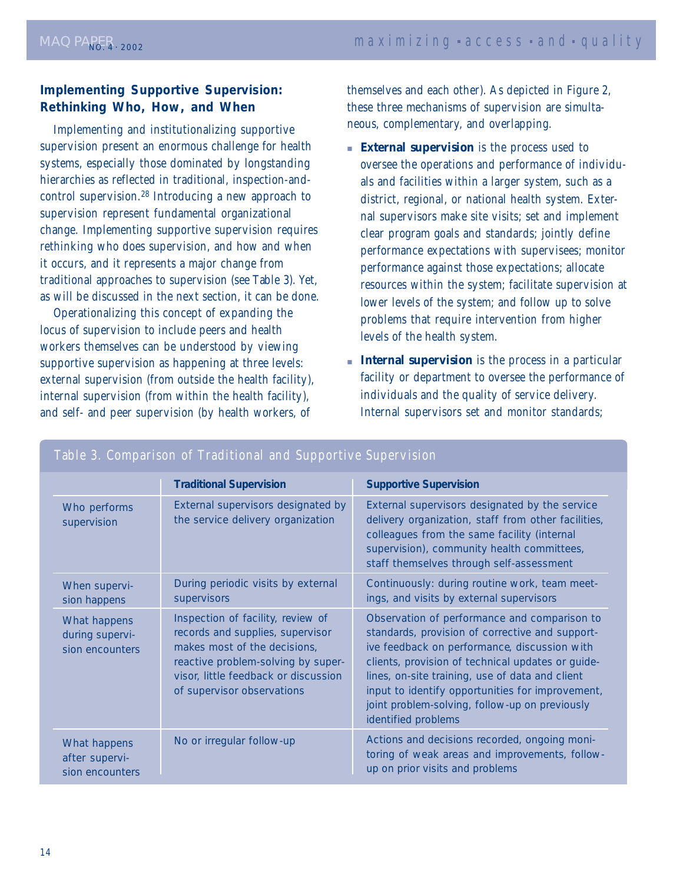### Implementing Supportive Supervision: Rethinking Who, How, and When

Implementing and institutionalizing supportive supervision present an enormous challenge for health systems, especially those dominated by longstanding hierarchies as reflected in traditional, inspection-and-control supervision.[28] Introducing a new approach to supervision represent fundamental organizational change. Implementing supportive supervision requires rethinking who does supervision, and how and when it occurs, and it represents a major change from traditional approaches to supervision (see Table 3). Yet, as will be discussed in the next section, it can be done.

Operationalizing this concept of expanding the locus of supervision to include peers and health workers themselves can be understood by viewing supportive supervision as happening at three levels: external supervision (from outside the health facility), internal supervision (from within the health facility), and self- and peer supervision (by health workers, of themselves and each other). As depicted in Figure 2, these three mechanisms of supervision are simultaneous, complementary, and overlapping.

- **External supervision** is the process used to oversee the operations and performance of individuals and facilities within a larger system, such as a district, regional, or national health system. External supervisors make site visits; set and implement clear program goals and standards; jointly define performance expectations with supervisees; monitor performance against those expectations; allocate resources within the system; facilitate supervision at lower levels of the system; and follow up to solve problems that require intervention from higher levels of the health system.
- **Internal supervision** is the process in a particular facility or department to oversee the performance of individuals and the quality of service delivery. Internal supervisors set and monitor standards;

Table 3. Comparison of Traditional and Supportive Supervision

| | **Traditional Supervision** | **Supportive Supervision** |
|---|---|---|
| Who performs supervision | External supervisors designated by the service delivery organization | External supervisors designated by the service delivery organization, staff from other facilities, colleagues from the same facility (internal supervision), community health committees, staff themselves through self-assessment |
| When supervision happens | During periodic visits by external supervisors | Continuously: during routine work, team meetings, and visits by external supervisors |
| What happens during supervision encounters | Inspection of facility, review of records and supplies, supervisor makes most of the decisions, reactive problem-solving by supervisor, little feedback or discussion of supervisor observations | Observation of performance and comparison to standards, provision of corrective and supportive feedback on performance, discussion with clients, provision of technical updates or guidelines, on-site training, use of data and client input to identify opportunities for improvement, joint problem-solving, follow-up on previously identified problems |
| What happens after supervision encounters | No or irregular follow-up | Actions and decisions recorded, ongoing monitoring of weak areas and improvements, follow-up on prior visits and problems |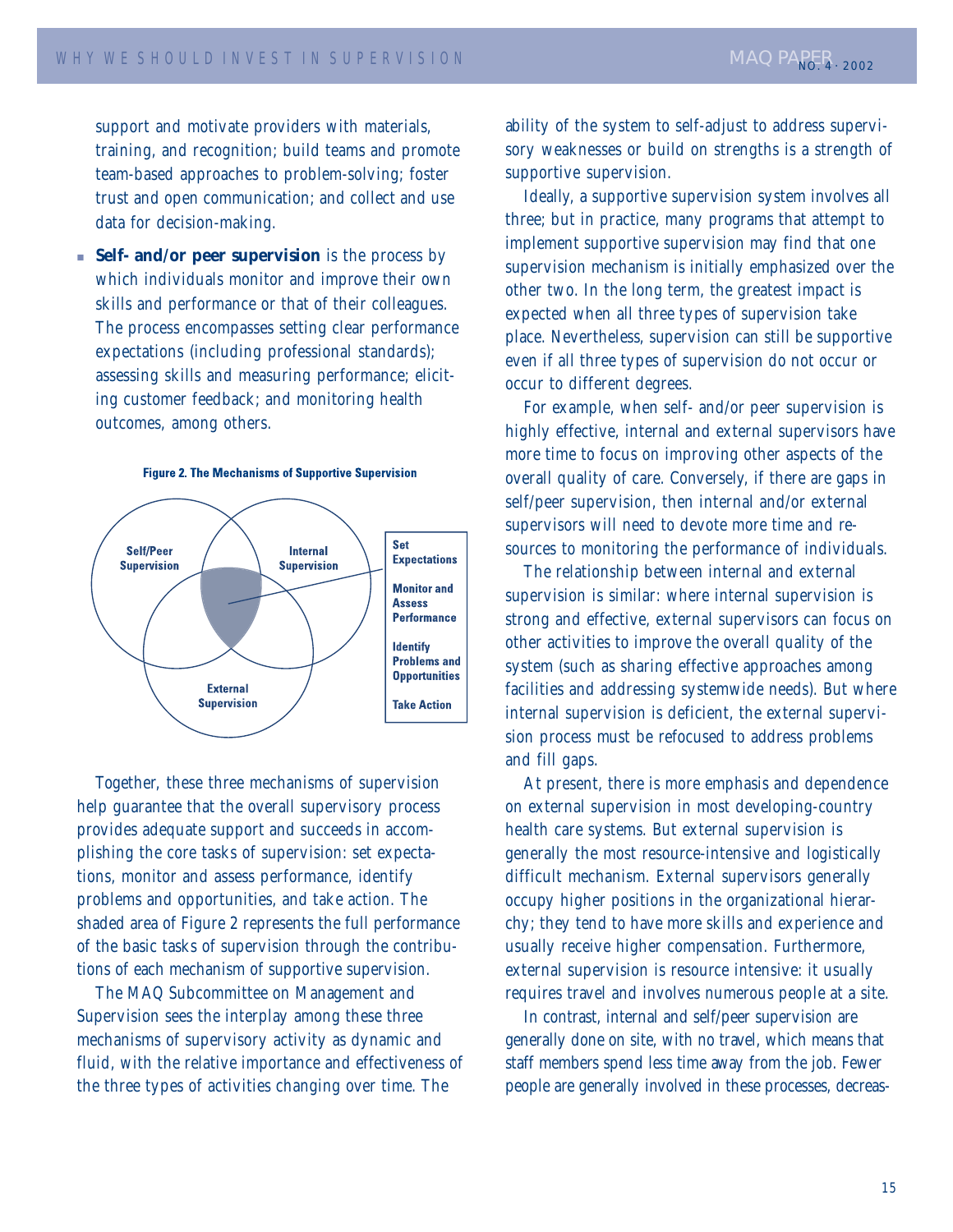support and motivate providers with materials, training, and recognition; build teams and promote team-based approaches to problem-solving; foster trust and open communication; and collect and use data for decision-making.

- **Self- and/or peer supervision** is the process by which individuals monitor and improve their own skills and performance or that of their colleagues. The process encompasses setting clear performance expectations (including professional standards); assessing skills and measuring performance; eliciting customer feedback; and monitoring health outcomes, among others.

**Figure 2. The Mechanisms of Supportive Supervision**

Self/Peer Supervision | Internal Supervision | External Supervision

Set Expectations
Monitor and Assess Performance
Identify Problems and Opportunities
Take Action

Together, these three mechanisms of supervision help guarantee that the overall supervisory process provides adequate support and succeeds in accomplishing the core tasks of supervision: set expectations, monitor and assess performance, identify problems and opportunities, and take action. The shaded area of Figure 2 represents the full performance of the basic tasks of supervision through the contributions of each mechanism of supportive supervision.

The MAQ Subcommittee on Management and Supervision sees the interplay among these three mechanisms of supervisory activity as dynamic and fluid, with the relative importance and effectiveness of the three types of activities changing over time. The ability of the system to self-adjust to address supervisory weaknesses or build on strengths is a strength of supportive supervision.

Ideally, a supportive supervision system involves all three; but in practice, many programs that attempt to implement supportive supervision may find that one supervision mechanism is initially emphasized over the other two. In the long term, the greatest impact is expected when all three types of supervision take place. Nevertheless, supervision can still be supportive even if all three types of supervision do not occur or occur to different degrees.

For example, when self- and/or peer supervision is highly effective, internal and external supervisors have more time to focus on improving other aspects of the overall quality of care. Conversely, if there are gaps in self/peer supervision, then internal and/or external supervisors will need to devote more time and resources to monitoring the performance of individuals.

The relationship between internal and external supervision is similar: where internal supervision is strong and effective, external supervisors can focus on other activities to improve the overall quality of the system (such as sharing effective approaches among facilities and addressing systemwide needs). But where internal supervision is deficient, the external supervision process must be refocused to address problems and fill gaps.

At present, there is more emphasis and dependence on external supervision in most developing-country health care systems. But external supervision is generally the most resource-intensive and logistically difficult mechanism. External supervisors generally occupy higher positions in the organizational hierarchy; they tend to have more skills and experience and usually receive higher compensation. Furthermore, external supervision is resource intensive: it usually requires travel and involves numerous people at a site.

In contrast, internal and self/peer supervision are generally done on site, with no travel, which means that staff members spend less time away from the job. Fewer people are generally involved in these processes, decreas-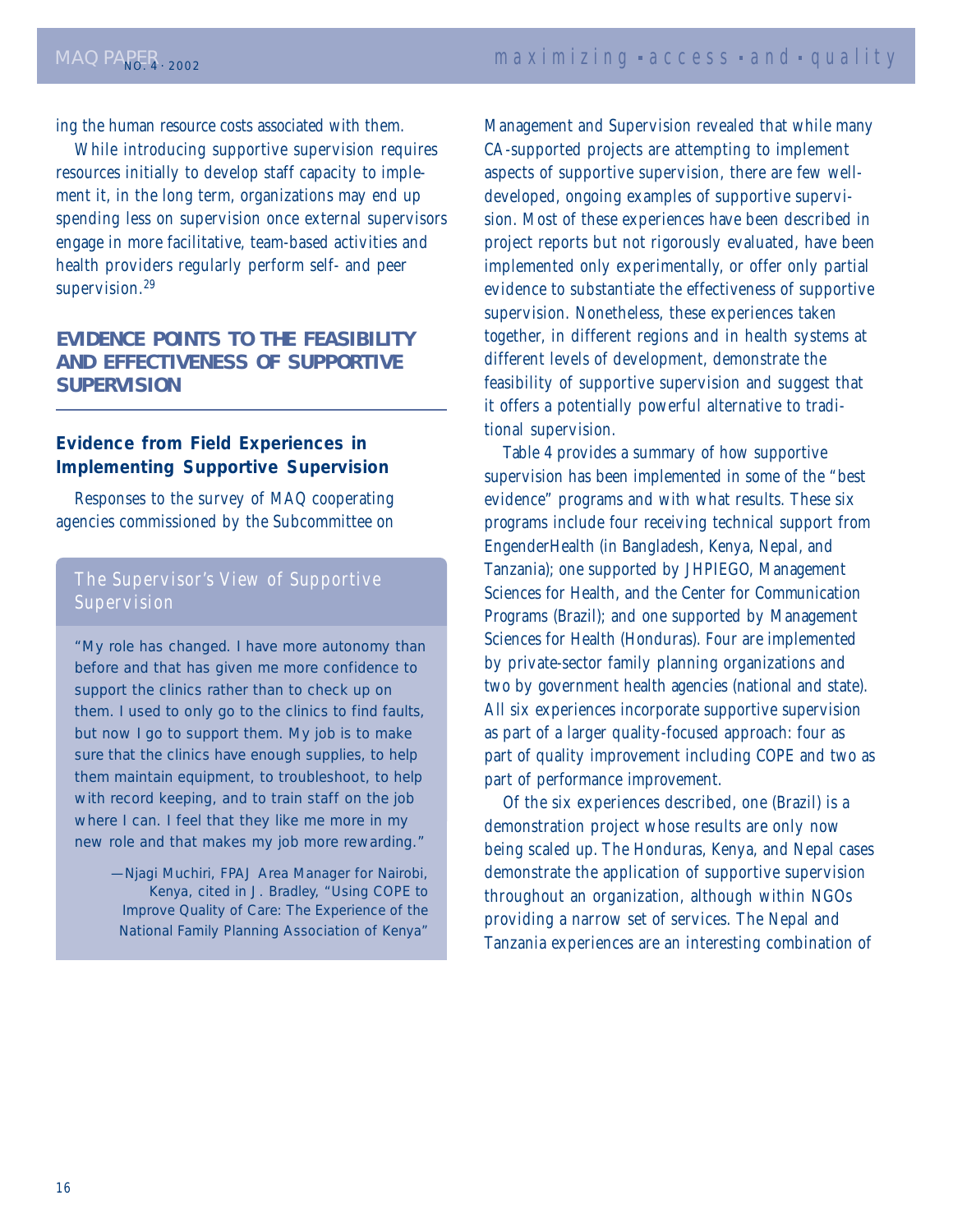ing the human resource costs associated with them.

While introducing supportive supervision requires resources initially to develop staff capacity to implement it, in the long term, organizations may end up spending less on supervision once external supervisors engage in more facilitative, team-based activities and health providers regularly perform self- and peer supervision.[29]

## EVIDENCE POINTS TO THE FEASIBILITY AND EFFECTIVENESS OF SUPPORTIVE SUPERVISION

### Evidence from Field Experiences in Implementing Supportive Supervision

Responses to the survey of MAQ cooperating agencies commissioned by the Subcommittee on Management and Supervision revealed that while many CA-supported projects are attempting to implement aspects of supportive supervision, there are few well-developed, ongoing examples of supportive supervision. Most of these experiences have been described in project reports but not rigorously evaluated, have been implemented only experimentally, or offer only partial evidence to substantiate the effectiveness of supportive supervision. Nonetheless, these experiences taken together, in different regions and in health systems at different levels of development, demonstrate the feasibility of supportive supervision and suggest that it offers a potentially powerful alternative to traditional supervision.

Table 4 provides a summary of how supportive supervision has been implemented in some of the "best evidence" programs and with what results. These six programs include four receiving technical support from EngenderHealth (in Bangladesh, Kenya, Nepal, and Tanzania); one supported by JHPIEGO, Management Sciences for Health, and the Center for Communication Programs (Brazil); and one supported by Management Sciences for Health (Honduras). Four are implemented by private-sector family planning organizations and two by government health agencies (national and state). All six experiences incorporate supportive supervision as part of a larger quality-focused approach: four as part of quality improvement including COPE and two as part of performance improvement.

Of the six experiences described, one (Brazil) is a demonstration project whose results are only now being scaled up. The Honduras, Kenya, and Nepal cases demonstrate the application of supportive supervision throughout an organization, although within NGOs providing a narrow set of services. The Nepal and Tanzania experiences are an interesting combination of

> **The Supervisor's View of Supportive Supervision**
>
> "My role has changed. I have more autonomy than before and that has given me more confidence to support the clinics rather than to check up on them. I used to only go to the clinics to find faults, but now I go to support them. My job is to make sure that the clinics have enough supplies, to help them maintain equipment, to troubleshoot, to help with record keeping, and to train staff on the job where I can. I feel that they like me more in my new role and that makes my job more rewarding."
>
> —Njagi Muchiri, FPAJ Area Manager for Nairobi, Kenya, cited in J. Bradley, "Using COPE to Improve Quality of Care: The Experience of the National Family Planning Association of Kenya"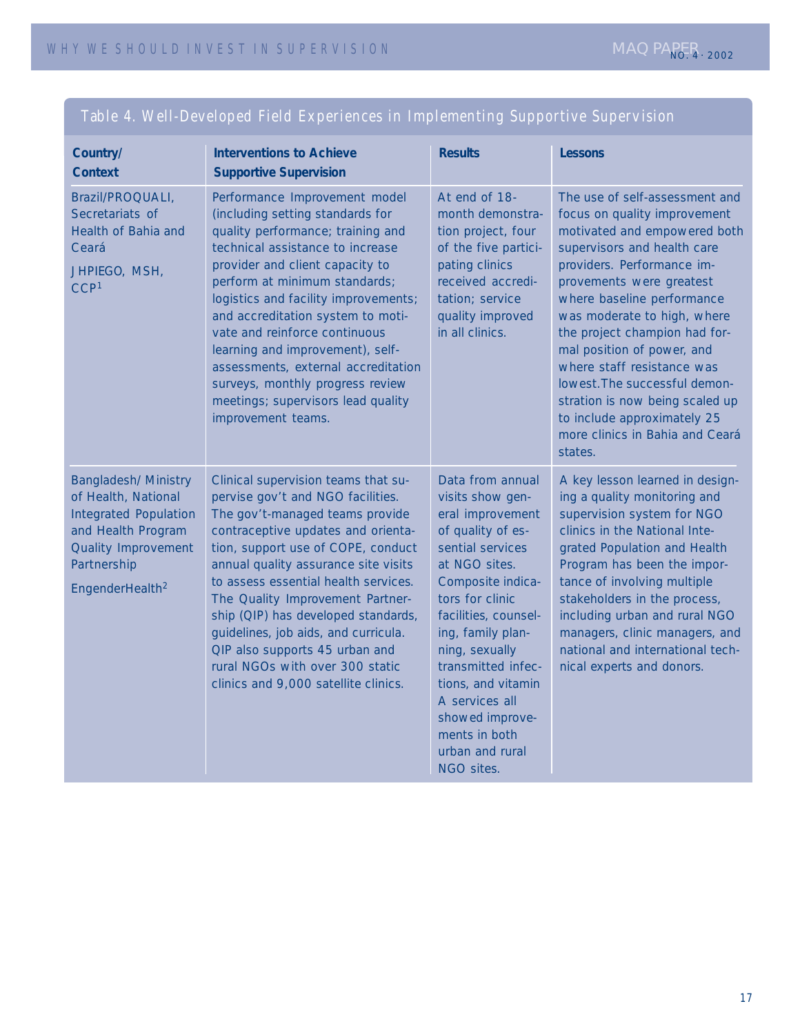## Table 4. Well-Developed Field Experiences in Implementing Supportive Supervision

| Country/ Context | Interventions to Achieve Supportive Supervision | Results | Lessons |
|---|---|---|---|
| Brazil/PROQUALI, Secretariats of Health of Bahia and Ceará<br><br>JHPIEGO, MSH, CCP[1] | Performance Improvement model (including setting standards for quality performance; training and technical assistance to increase provider and client capacity to perform at minimum standards; logistics and facility improvements; and accreditation system to motivate and reinforce continuous learning and improvement), self-assessments, external accreditation surveys, monthly progress review meetings; supervisors lead quality improvement teams. | At end of 18-month demonstration project, four of the five participating clinics received accreditation; service quality improved in all clinics. | The use of self-assessment and focus on quality improvement motivated and empowered both supervisors and health care providers. Performance improvements were greatest where baseline performance was moderate to high, where the project champion had formal position of power, and where staff resistance was lowest. The successful demonstration is now being scaled up to include approximately 25 more clinics in Bahia and Ceará states. |
| Bangladesh/ Ministry of Health, National Integrated Population and Health Program Quality Improvement Partnership<br><br>EngenderHealth[2] | Clinical supervision teams that supervise gov't and NGO facilities. The gov't-managed teams provide contraceptive updates and orientation, support use of COPE, conduct annual quality assurance site visits to assess essential health services. The Quality Improvement Partnership (QIP) has developed standards, guidelines, job aids, and curricula. QIP also supports 45 urban and rural NGOs with over 300 static clinics and 9,000 satellite clinics. | Data from annual visits show general improvement of quality of essential services at NGO sites. Composite indicators for clinic facilities, counseling, family planning, sexually transmitted infections, and vitamin A services all showed improvements in both urban and rural NGO sites. | A key lesson learned in designing a quality monitoring and supervision system for NGO clinics in the National Integrated Population and Health Program has been the importance of involving multiple stakeholders in the process, including urban and rural NGO managers, clinic managers, and national and international technical experts and donors. |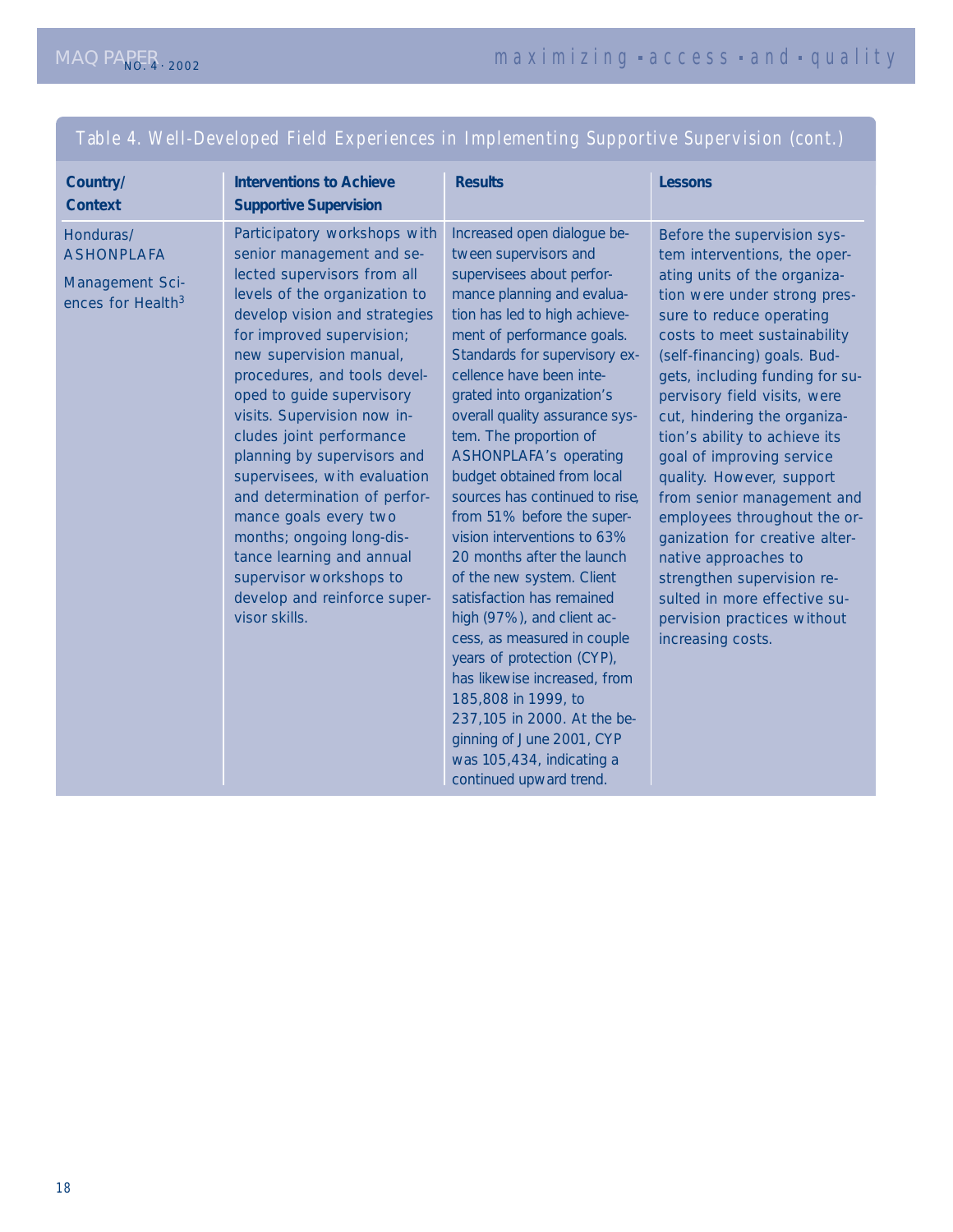Table 4. Well-Developed Field Experiences in Implementing Supportive Supervision (cont.)

| Country/ Context | Interventions to Achieve Supportive Supervision | Results | Lessons |
|---|---|---|---|
| Honduras/ ASHONPLAFA<br><br>Management Sciences for Health[3] | Participatory workshops with senior management and selected supervisors from all levels of the organization to develop vision and strategies for improved supervision; new supervision manual, procedures, and tools developed to guide supervisory visits. Supervision now includes joint performance planning by supervisors and supervisees, with evaluation and determination of performance goals every two months; ongoing long-distance learning and annual supervisor workshops to develop and reinforce supervisor skills. | Increased open dialogue between supervisors and supervisees about performance planning and evaluation has led to high achievement of performance goals. Standards for supervisory excellence have been integrated into organization's overall quality assurance system. The proportion of ASHONPLAFA's operating budget obtained from local sources has continued to rise, from 51% before the supervision interventions to 63% 20 months after the launch of the new system. Client satisfaction has remained high (97%), and client access, as measured in couple years of protection (CYP), has likewise increased, from 185,808 in 1999, to 237,105 in 2000. At the beginning of June 2001, CYP was 105,434, indicating a continued upward trend. | Before the supervision system interventions, the operating units of the organization were under strong pressure to reduce operating costs to meet sustainability (self-financing) goals. Budgets, including funding for supervisory field visits, were cut, hindering the organization's ability to achieve its goal of improving service quality. However, support from senior management and employees throughout the organization for creative alternative approaches to strengthen supervision resulted in more effective supervision practices without increasing costs. |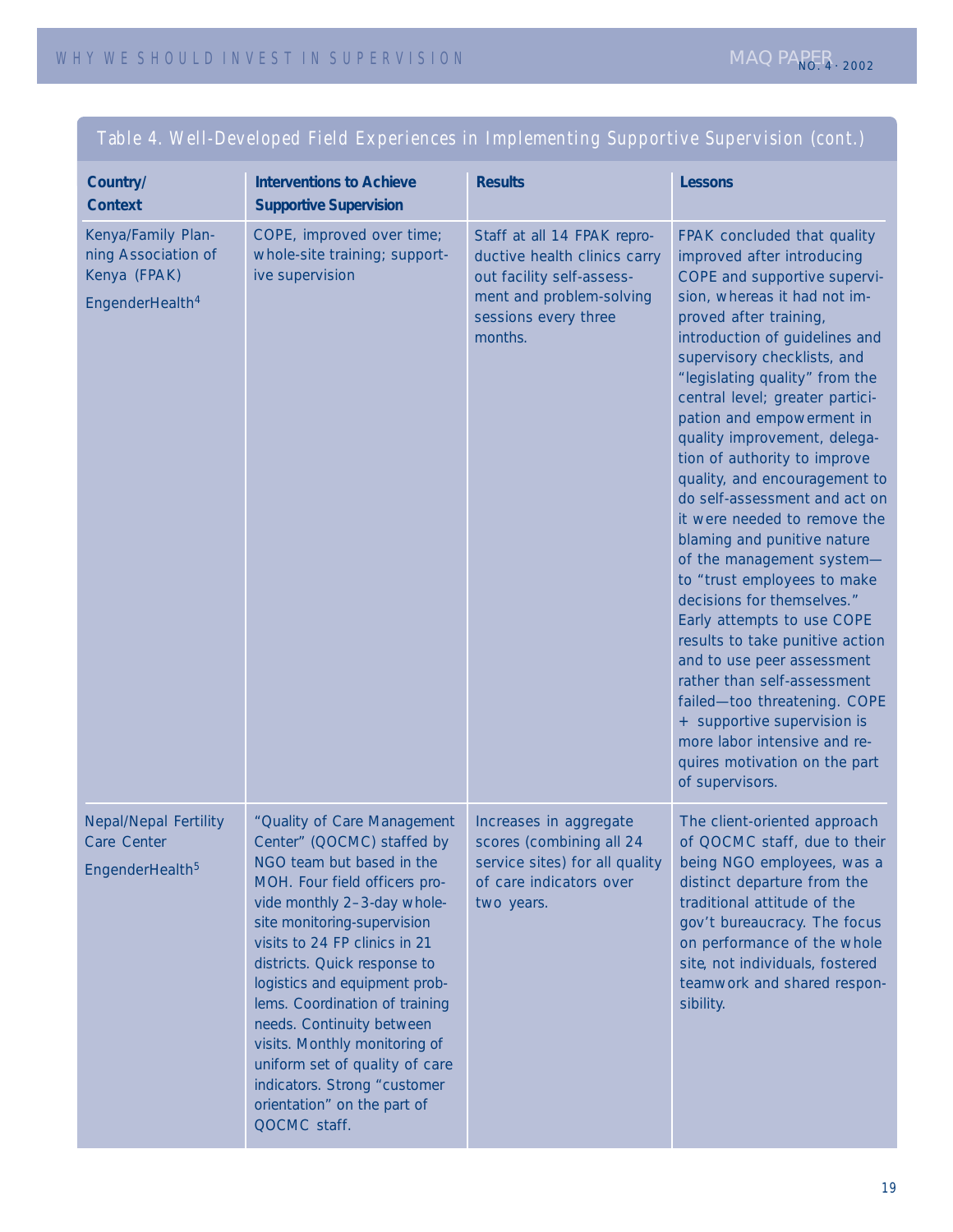## Table 4. Well-Developed Field Experiences in Implementing Supportive Supervision (cont.)

| Country/ Context | Interventions to Achieve Supportive Supervision | Results | Lessons |
|---|---|---|---|
| Kenya/Family Planning Association of Kenya (FPAK) EngenderHealth[4] | COPE, improved over time; whole-site training; supportive supervision | Staff at all 14 FPAK reproductive health clinics carry out facility self-assessment and problem-solving sessions every three months. | FPAK concluded that quality improved after introducing COPE and supportive supervision, whereas it had not improved after training, introduction of guidelines and supervisory checklists, and "legislating quality" from the central level; greater participation and empowerment in quality improvement, delegation of authority to improve quality, and encouragement to do self-assessment and act on it were needed to remove the blaming and punitive nature of the management system—to "trust employees to make decisions for themselves." Early attempts to use COPE results to take punitive action and to use peer assessment rather than self-assessment failed—too threatening. COPE + supportive supervision is more labor intensive and requires motivation on the part of supervisors. |
| Nepal/Nepal Fertility Care Center EngenderHealth[5] | "Quality of Care Management Center" (QOCMC) staffed by NGO team but based in the MOH. Four field officers provide monthly 2–3-day whole-site monitoring-supervision visits to 24 FP clinics in 21 districts. Quick response to logistics and equipment problems. Coordination of training needs. Continuity between visits. Monthly monitoring of uniform set of quality of care indicators. Strong "customer orientation" on the part of QOCMC staff. | Increases in aggregate scores (combining all 24 service sites) for all quality of care indicators over two years. | The client-oriented approach of QOCMC staff, due to their being NGO employees, was a distinct departure from the traditional attitude of the gov't bureaucracy. The focus on performance of the whole site, not individuals, fostered teamwork and shared responsibility. |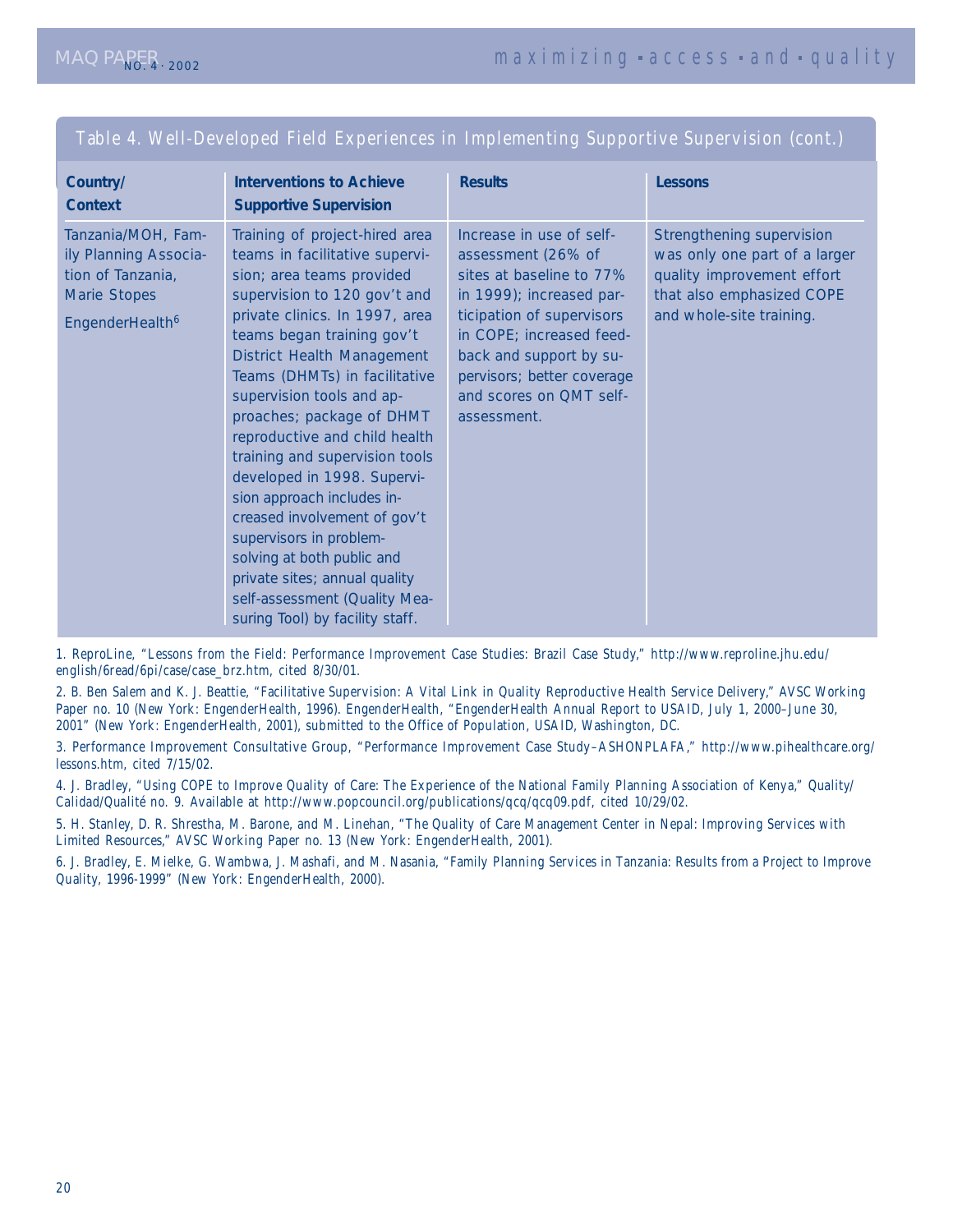## Table 4. Well-Developed Field Experiences in Implementing Supportive Supervision (cont.)

| Country/ Context | Interventions to Achieve Supportive Supervision | Results | Lessons |
|---|---|---|---|
| Tanzania/MOH, Family Planning Association of Tanzania, Marie Stopes EngenderHealth[6] | Training of project-hired area teams in facilitative supervision; area teams provided supervision to 120 gov't and private clinics. In 1997, area teams began training gov't District Health Management Teams (DHMTs) in facilitative supervision tools and approaches; package of DHMT reproductive and child health training and supervision tools developed in 1998. Supervision approach includes increased involvement of gov't supervisors in problem-solving at both public and private sites; annual quality self-assessment (Quality Measuring Tool) by facility staff. | Increase in use of self-assessment (26% of sites at baseline to 77% in 1999); increased participation of supervisors in COPE; increased feedback and support by supervisors; better coverage and scores on QMT self-assessment. | Strengthening supervision was only one part of a larger quality improvement effort that also emphasized COPE and whole-site training. |

1. ReproLine, "Lessons from the Field: Performance Improvement Case Studies: Brazil Case Study," http://www.reproline.jhu.edu/english/6read/6pi/case/case_brz.htm, cited 8/30/01.

2. B. Ben Salem and K. J. Beattie, "Facilitative Supervision: A Vital Link in Quality Reproductive Health Service Delivery," AVSC Working Paper no. 10 (New York: EngenderHealth, 1996). EngenderHealth, "EngenderHealth Annual Report to USAID, July 1, 2000–June 30, 2001" (New York: EngenderHealth, 2001), submitted to the Office of Population, USAID, Washington, DC.

3. Performance Improvement Consultative Group, "Performance Improvement Case Study–ASHONPLAFA," http://www.pihealthcare.org/lessons.htm, cited 7/15/02.

4. J. Bradley, "Using COPE to Improve Quality of Care: The Experience of the National Family Planning Association of Kenya," Quality/Calidad/Qualité no. 9. Available at http://www.popcouncil.org/publications/qcq/qcq09.pdf, cited 10/29/02.

5. H. Stanley, D. R. Shrestha, M. Barone, and M. Linehan, "The Quality of Care Management Center in Nepal: Improving Services with Limited Resources," AVSC Working Paper no. 13 (New York: EngenderHealth, 2001).

6. J. Bradley, E. Mielke, G. Wambwa, J. Mashafi, and M. Nasania, "Family Planning Services in Tanzania: Results from a Project to Improve Quality, 1996-1999" (New York: EngenderHealth, 2000).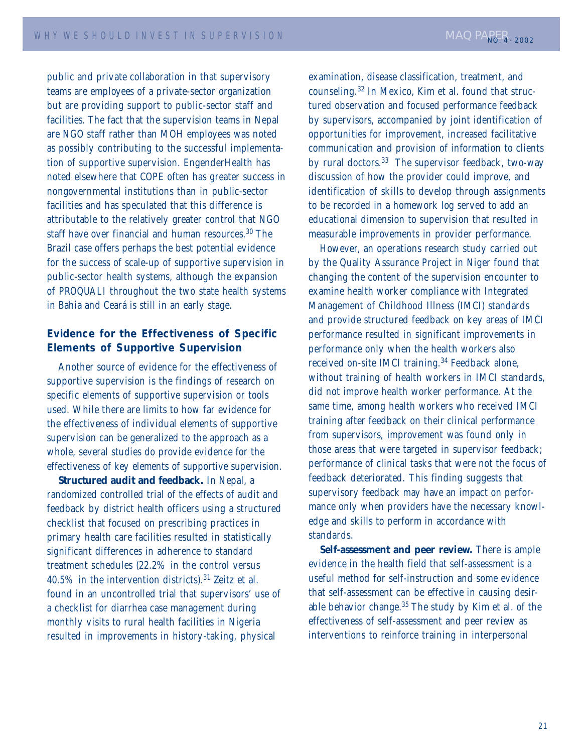public and private collaboration in that supervisory teams are employees of a private-sector organization but are providing support to public-sector staff and facilities. The fact that the supervision teams in Nepal are NGO staff rather than MOH employees was noted as possibly contributing to the successful implementation of supportive supervision. EngenderHealth has noted elsewhere that COPE often has greater success in nongovernmental institutions than in public-sector facilities and has speculated that this difference is attributable to the relatively greater control that NGO staff have over financial and human resources.[30] The Brazil case offers perhaps the best potential evidence for the success of scale-up of supportive supervision in public-sector health systems, although the expansion of PROQUALI throughout the two state health systems in Bahia and Ceará is still in an early stage.

### Evidence for the Effectiveness of Specific Elements of Supportive Supervision

Another source of evidence for the effectiveness of supportive supervision is the findings of research on specific elements of supportive supervision or tools used. While there are limits to how far evidence for the effectiveness of individual elements of supportive supervision can be generalized to the approach as a whole, several studies do provide evidence for the effectiveness of key elements of supportive supervision.

**Structured audit and feedback.** In Nepal, a randomized controlled trial of the effects of audit and feedback by district health officers using a structured checklist that focused on prescribing practices in primary health care facilities resulted in statistically significant differences in adherence to standard treatment schedules (22.2% in the control versus 40.5% in the intervention districts).[31] Zeitz et al. found in an uncontrolled trial that supervisors' use of a checklist for diarrhea case management during monthly visits to rural health facilities in Nigeria resulted in improvements in history-taking, physical examination, disease classification, treatment, and counseling.[32] In Mexico, Kim et al. found that structured observation and focused performance feedback by supervisors, accompanied by joint identification of opportunities for improvement, increased facilitative communication and provision of information to clients by rural doctors.[33] The supervisor feedback, two-way discussion of how the provider could improve, and identification of skills to develop through assignments to be recorded in a homework log served to add an educational dimension to supervision that resulted in measurable improvements in provider performance.

However, an operations research study carried out by the Quality Assurance Project in Niger found that changing the content of the supervision encounter to examine health worker compliance with Integrated Management of Childhood Illness (IMCI) standards and provide structured feedback on key areas of IMCI performance resulted in significant improvements in performance only when the health workers also received on-site IMCI training.[34] Feedback alone, without training of health workers in IMCI standards, did not improve health worker performance. At the same time, among health workers who received IMCI training after feedback on their clinical performance from supervisors, improvement was found only in those areas that were targeted in supervisor feedback; performance of clinical tasks that were not the focus of feedback deteriorated. This finding suggests that supervisory feedback may have an impact on performance only when providers have the necessary knowledge and skills to perform in accordance with standards.

**Self-assessment and peer review.** There is ample evidence in the health field that self-assessment is a useful method for self-instruction and some evidence that self-assessment can be effective in causing desirable behavior change.[35] The study by Kim et al. of the effectiveness of self-assessment and peer review as interventions to reinforce training in interpersonal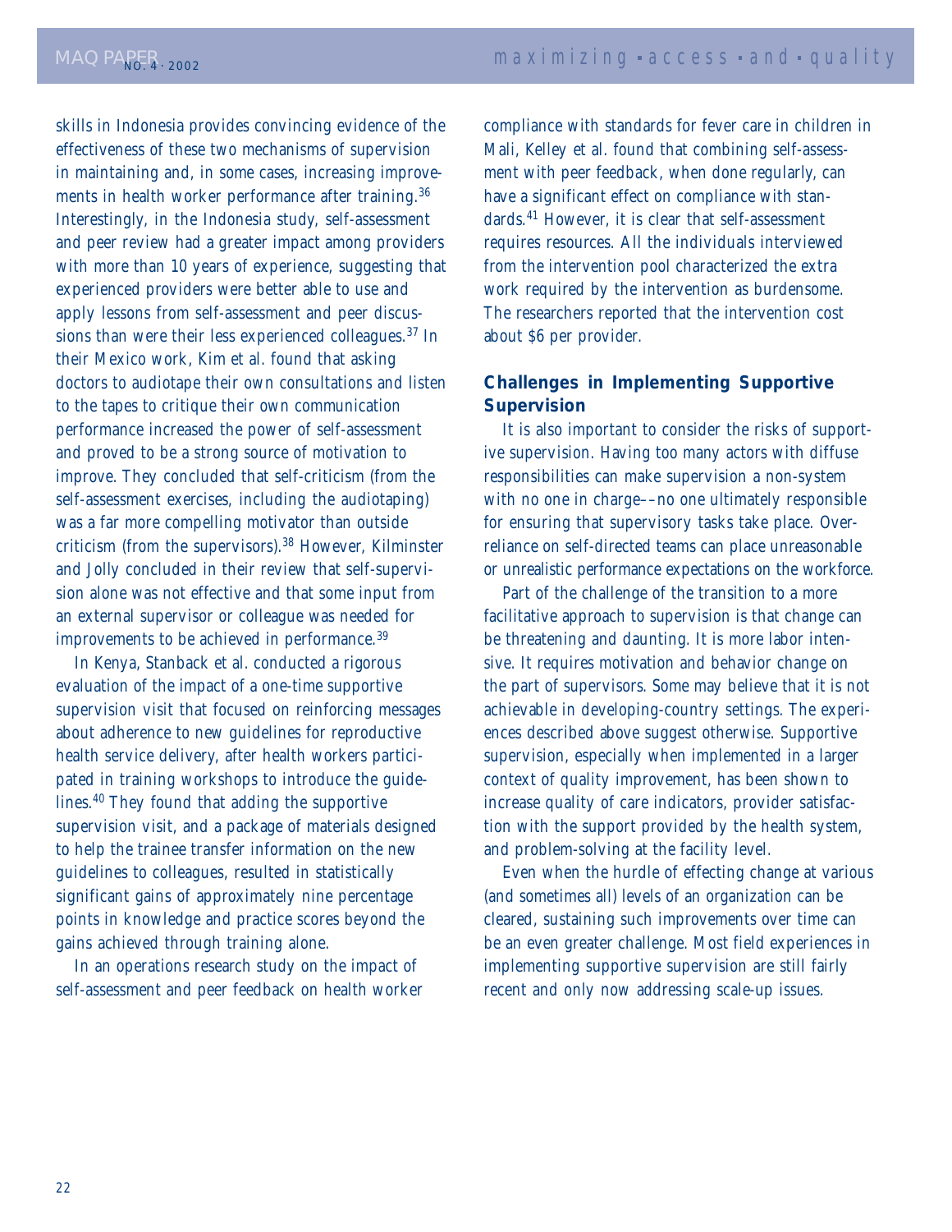skills in Indonesia provides convincing evidence of the effectiveness of these two mechanisms of supervision in maintaining and, in some cases, increasing improvements in health worker performance after training.[36] Interestingly, in the Indonesia study, self-assessment and peer review had a greater impact among providers with more than 10 years of experience, suggesting that experienced providers were better able to use and apply lessons from self-assessment and peer discussions than were their less experienced colleagues.[37] In their Mexico work, Kim et al. found that asking doctors to audiotape their own consultations and listen to the tapes to critique their own communication performance increased the power of self-assessment and proved to be a strong source of motivation to improve. They concluded that self-criticism (from the self-assessment exercises, including the audiotaping) was a far more compelling motivator than outside criticism (from the supervisors).[38] However, Kilminster and Jolly concluded in their review that self-supervision alone was not effective and that some input from an external supervisor or colleague was needed for improvements to be achieved in performance.[39]

In Kenya, Stanback et al. conducted a rigorous evaluation of the impact of a one-time supportive supervision visit that focused on reinforcing messages about adherence to new guidelines for reproductive health service delivery, after health workers participated in training workshops to introduce the guidelines.[40] They found that adding the supportive supervision visit, and a package of materials designed to help the trainee transfer information on the new guidelines to colleagues, resulted in statistically significant gains of approximately nine percentage points in knowledge and practice scores beyond the gains achieved through training alone.

In an operations research study on the impact of self-assessment and peer feedback on health worker compliance with standards for fever care in children in Mali, Kelley et al. found that combining self-assessment with peer feedback, when done regularly, can have a significant effect on compliance with standards.[41] However, it is clear that self-assessment requires resources. All the individuals interviewed from the intervention pool characterized the extra work required by the intervention as burdensome. The researchers reported that the intervention cost about $6 per provider.

### Challenges in Implementing Supportive Supervision

It is also important to consider the risks of supportive supervision. Having too many actors with diffuse responsibilities can make supervision a non-system with no one in charge––no one ultimately responsible for ensuring that supervisory tasks take place. Over-reliance on self-directed teams can place unreasonable or unrealistic performance expectations on the workforce.

Part of the challenge of the transition to a more facilitative approach to supervision is that change can be threatening and daunting. It is more labor intensive. It requires motivation and behavior change on the part of supervisors. Some may believe that it is not achievable in developing-country settings. The experiences described above suggest otherwise. Supportive supervision, especially when implemented in a larger context of quality improvement, has been shown to increase quality of care indicators, provider satisfaction with the support provided by the health system, and problem-solving at the facility level.

Even when the hurdle of effecting change at various (and sometimes all) levels of an organization can be cleared, sustaining such improvements over time can be an even greater challenge. Most field experiences in implementing supportive supervision are still fairly recent and only now addressing scale-up issues.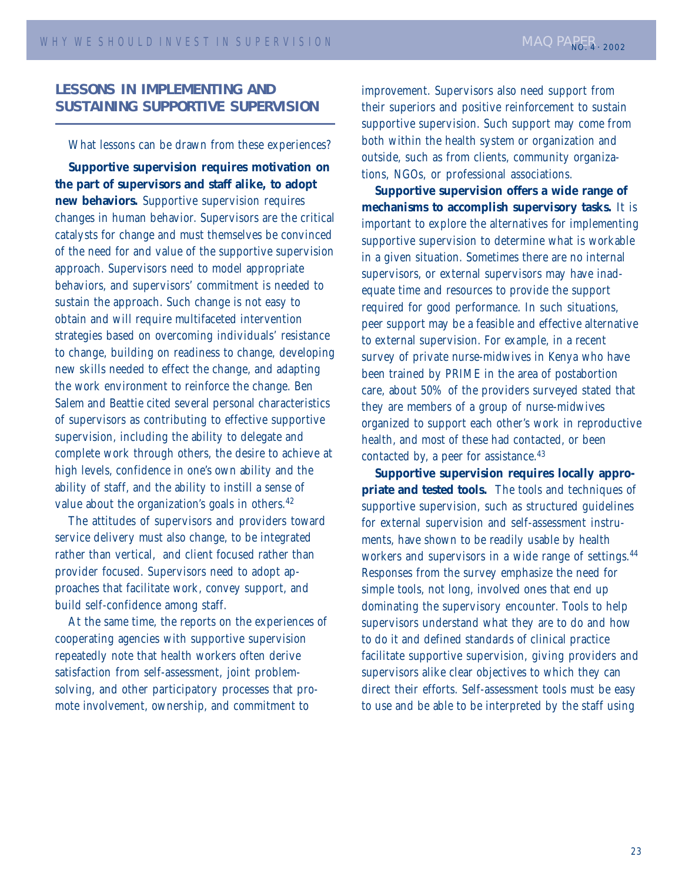## LESSONS IN IMPLEMENTING AND SUSTAINING SUPPORTIVE SUPERVISION

What lessons can be drawn from these experiences?

**Supportive supervision requires motivation on the part of supervisors and staff alike, to adopt new behaviors.** Supportive supervision requires changes in human behavior. Supervisors are the critical catalysts for change and must themselves be convinced of the need for and value of the supportive supervision approach. Supervisors need to model appropriate behaviors, and supervisors' commitment is needed to sustain the approach. Such change is not easy to obtain and will require multifaceted intervention strategies based on overcoming individuals' resistance to change, building on readiness to change, developing new skills needed to effect the change, and adapting the work environment to reinforce the change. Ben Salem and Beattie cited several personal characteristics of supervisors as contributing to effective supportive supervision, including the ability to delegate and complete work through others, the desire to achieve at high levels, confidence in one's own ability and the ability of staff, and the ability to instill a sense of value about the organization's goals in others.[42]

The attitudes of supervisors and providers toward service delivery must also change, to be integrated rather than vertical, and client focused rather than provider focused. Supervisors need to adopt approaches that facilitate work, convey support, and build self-confidence among staff.

At the same time, the reports on the experiences of cooperating agencies with supportive supervision repeatedly note that health workers often derive satisfaction from self-assessment, joint problem-solving, and other participatory processes that promote involvement, ownership, and commitment to improvement. Supervisors also need support from their superiors and positive reinforcement to sustain supportive supervision. Such support may come from both within the health system or organization and outside, such as from clients, community organizations, NGOs, or professional associations.

**Supportive supervision offers a wide range of mechanisms to accomplish supervisory tasks.** It is important to explore the alternatives for implementing supportive supervision to determine what is workable in a given situation. Sometimes there are no internal supervisors, or external supervisors may have inadequate time and resources to provide the support required for good performance. In such situations, peer support may be a feasible and effective alternative to external supervision. For example, in a recent survey of private nurse-midwives in Kenya who have been trained by PRIME in the area of postabortion care, about 50% of the providers surveyed stated that they are members of a group of nurse-midwives organized to support each other's work in reproductive health, and most of these had contacted, or been contacted by, a peer for assistance.[43]

**Supportive supervision requires locally appropriate and tested tools.** The tools and techniques of supportive supervision, such as structured guidelines for external supervision and self-assessment instruments, have shown to be readily usable by health workers and supervisors in a wide range of settings.[44] Responses from the survey emphasize the need for simple tools, not long, involved ones that end up dominating the supervisory encounter. Tools to help supervisors understand what they are to do and how to do it and defined standards of clinical practice facilitate supportive supervision, giving providers and supervisors alike clear objectives to which they can direct their efforts. Self-assessment tools must be easy to use and be able to be interpreted by the staff using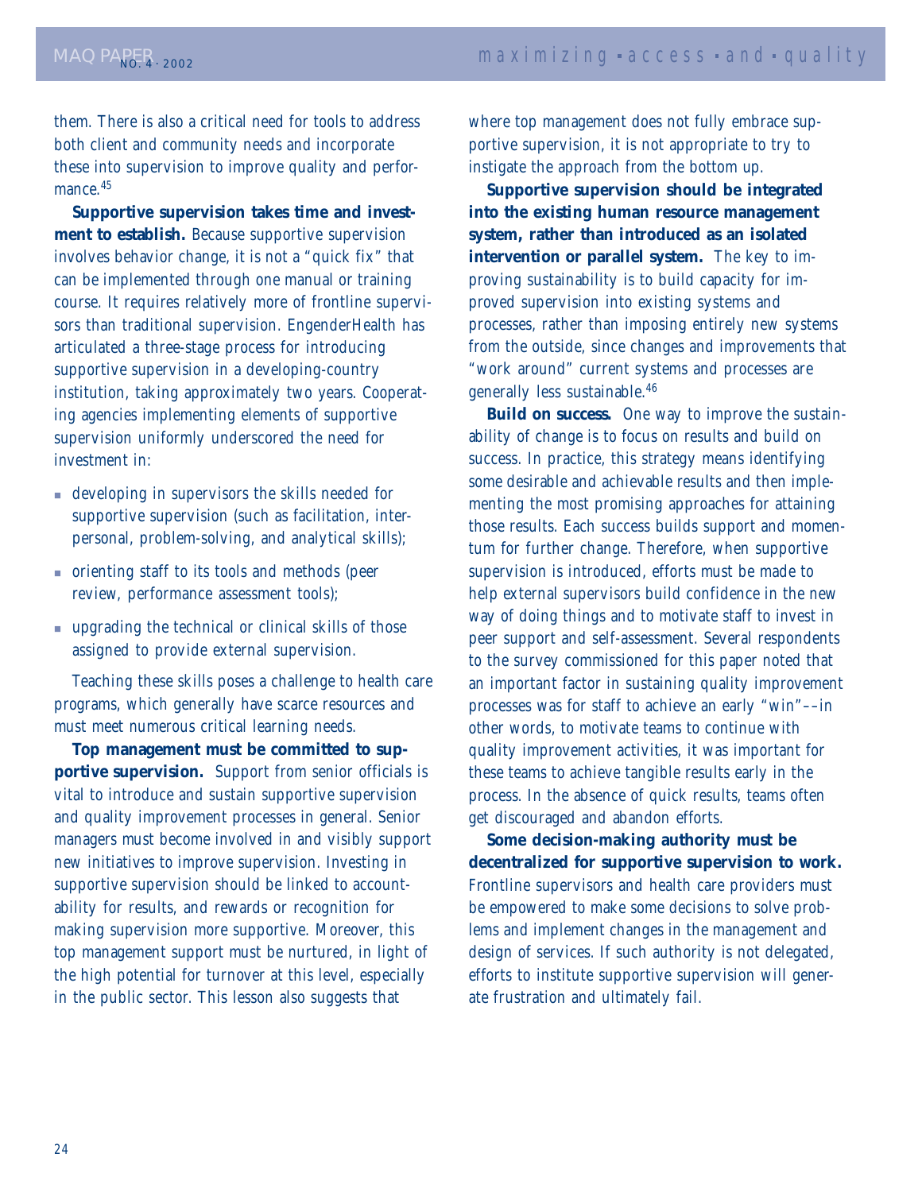them. There is also a critical need for tools to address both client and community needs and incorporate these into supervision to improve quality and performance.[45]

**Supportive supervision takes time and investment to establish.** Because supportive supervision involves behavior change, it is not a "quick fix" that can be implemented through one manual or training course. It requires relatively more of frontline supervisors than traditional supervision. EngenderHealth has articulated a three-stage process for introducing supportive supervision in a developing-country institution, taking approximately two years. Cooperating agencies implementing elements of supportive supervision uniformly underscored the need for investment in:

- developing in supervisors the skills needed for supportive supervision (such as facilitation, interpersonal, problem-solving, and analytical skills);
- orienting staff to its tools and methods (peer review, performance assessment tools);
- upgrading the technical or clinical skills of those assigned to provide external supervision.

Teaching these skills poses a challenge to health care programs, which generally have scarce resources and must meet numerous critical learning needs.

**Top management must be committed to supportive supervision.** Support from senior officials is vital to introduce and sustain supportive supervision and quality improvement processes in general. Senior managers must become involved in and visibly support new initiatives to improve supervision. Investing in supportive supervision should be linked to accountability for results, and rewards or recognition for making supervision more supportive. Moreover, this top management support must be nurtured, in light of the high potential for turnover at this level, especially in the public sector. This lesson also suggests that where top management does not fully embrace supportive supervision, it is not appropriate to try to instigate the approach from the bottom up.

**Supportive supervision should be integrated into the existing human resource management system, rather than introduced as an isolated intervention or parallel system.** The key to improving sustainability is to build capacity for improved supervision into existing systems and processes, rather than imposing entirely new systems from the outside, since changes and improvements that "work around" current systems and processes are generally less sustainable.[46]

**Build on success.** One way to improve the sustainability of change is to focus on results and build on success. In practice, this strategy means identifying some desirable and achievable results and then implementing the most promising approaches for attaining those results. Each success builds support and momentum for further change. Therefore, when supportive supervision is introduced, efforts must be made to help external supervisors build confidence in the new way of doing things and to motivate staff to invest in peer support and self-assessment. Several respondents to the survey commissioned for this paper noted that an important factor in sustaining quality improvement processes was for staff to achieve an early "win"––in other words, to motivate teams to continue with quality improvement activities, it was important for these teams to achieve tangible results early in the process. In the absence of quick results, teams often get discouraged and abandon efforts.

**Some decision-making authority must be decentralized for supportive supervision to work.** Frontline supervisors and health care providers must be empowered to make some decisions to solve problems and implement changes in the management and design of services. If such authority is not delegated, efforts to institute supportive supervision will generate frustration and ultimately fail.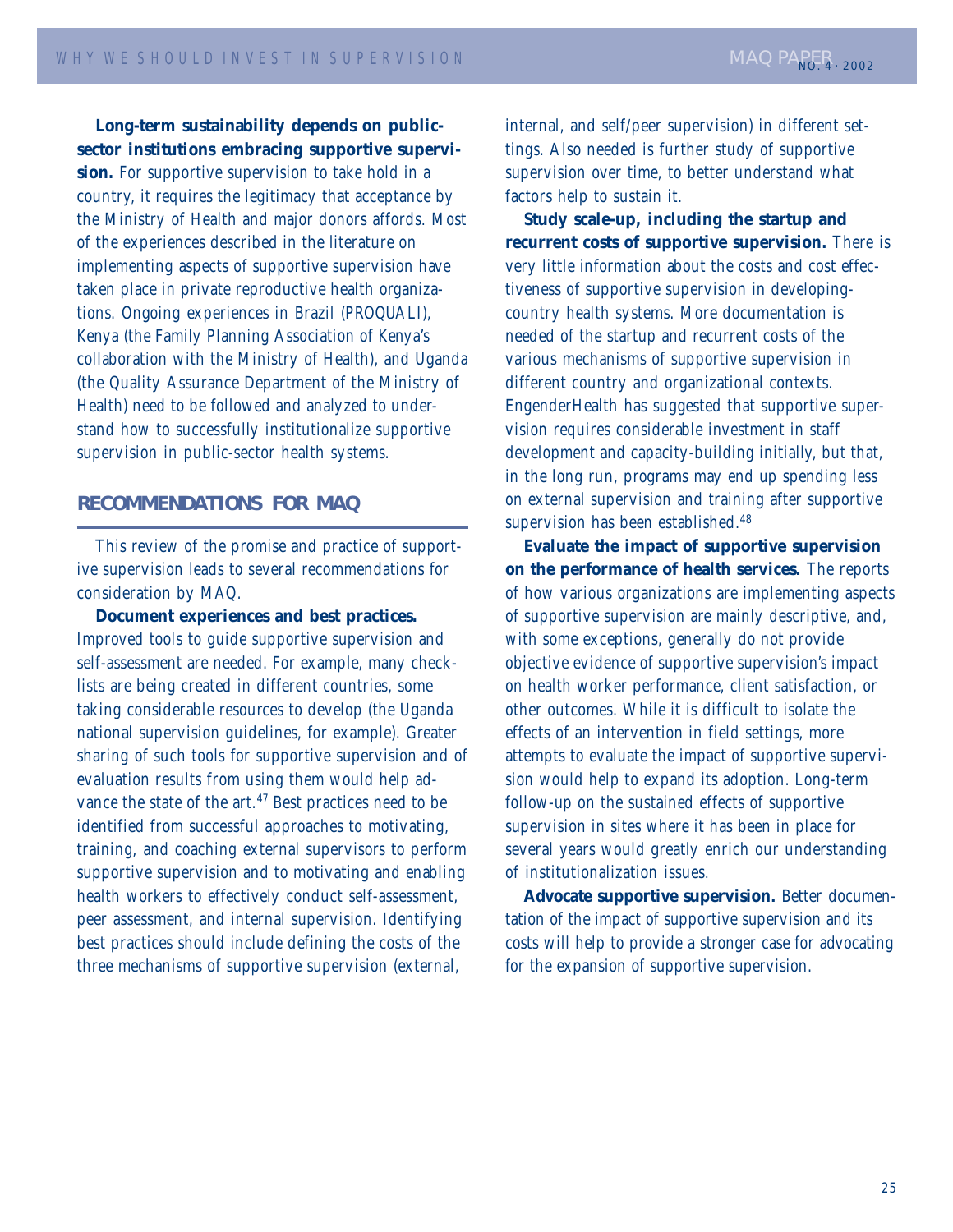**Long-term sustainability depends on public-sector institutions embracing supportive supervision.** For supportive supervision to take hold in a country, it requires the legitimacy that acceptance by the Ministry of Health and major donors affords. Most of the experiences described in the literature on implementing aspects of supportive supervision have taken place in private reproductive health organizations. Ongoing experiences in Brazil (PROQUALI), Kenya (the Family Planning Association of Kenya's collaboration with the Ministry of Health), and Uganda (the Quality Assurance Department of the Ministry of Health) need to be followed and analyzed to understand how to successfully institutionalize supportive supervision in public-sector health systems.

## RECOMMENDATIONS FOR MAQ

This review of the promise and practice of supportive supervision leads to several recommendations for consideration by MAQ.

**Document experiences and best practices.** Improved tools to guide supportive supervision and self-assessment are needed. For example, many checklists are being created in different countries, some taking considerable resources to develop (the Uganda national supervision guidelines, for example). Greater sharing of such tools for supportive supervision and of evaluation results from using them would help advance the state of the art.[47] Best practices need to be identified from successful approaches to motivating, training, and coaching external supervisors to perform supportive supervision and to motivating and enabling health workers to effectively conduct self-assessment, peer assessment, and internal supervision. Identifying best practices should include defining the costs of the three mechanisms of supportive supervision (external, internal, and self/peer supervision) in different settings. Also needed is further study of supportive supervision over time, to better understand what factors help to sustain it.

**Study scale-up, including the startup and recurrent costs of supportive supervision.** There is very little information about the costs and cost effectiveness of supportive supervision in developing-country health systems. More documentation is needed of the startup and recurrent costs of the various mechanisms of supportive supervision in different country and organizational contexts. EngenderHealth has suggested that supportive supervision requires considerable investment in staff development and capacity-building initially, but that, in the long run, programs may end up spending less on external supervision and training after supportive supervision has been established.[48]

**Evaluate the impact of supportive supervision on the performance of health services.** The reports of how various organizations are implementing aspects of supportive supervision are mainly descriptive, and, with some exceptions, generally do not provide objective evidence of supportive supervision's impact on health worker performance, client satisfaction, or other outcomes. While it is difficult to isolate the effects of an intervention in field settings, more attempts to evaluate the impact of supportive supervision would help to expand its adoption. Long-term follow-up on the sustained effects of supportive supervision in sites where it has been in place for several years would greatly enrich our understanding of institutionalization issues.

**Advocate supportive supervision.** Better documentation of the impact of supportive supervision and its costs will help to provide a stronger case for advocating for the expansion of supportive supervision.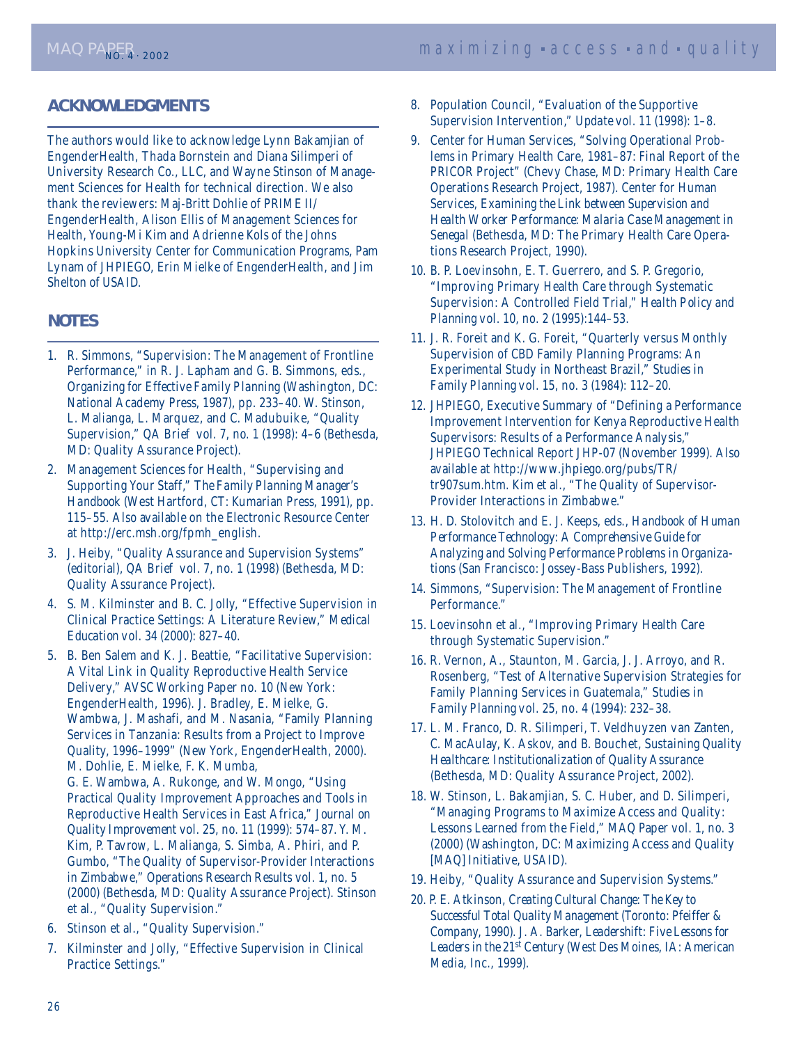## ACKNOWLEDGMENTS

The authors would like to acknowledge Lynn Bakamjian of EngenderHealth, Thada Bornstein and Diana Silimperi of University Research Co., LLC, and Wayne Stinson of Management Sciences for Health for technical direction. We also thank the reviewers: Maj-Britt Dohlie of PRIME II/ EngenderHealth, Alison Ellis of Management Sciences for Health, Young-Mi Kim and Adrienne Kols of the Johns Hopkins University Center for Communication Programs, Pam Lynam of JHPIEGO, Erin Mielke of EngenderHealth, and Jim Shelton of USAID.

## NOTES

1. R. Simmons, "Supervision: The Management of Frontline Performance," in R. J. Lapham and G. B. Simmons, eds., *Organizing for Effective Family Planning* (Washington, DC: National Academy Press, 1987), pp. 233–40. W. Stinson, L. Malianga, L. Marquez, and C. Madubuike, "Quality Supervision," *QA Brief* vol. 7, no. 1 (1998): 4–6 (Bethesda, MD: Quality Assurance Project).
2. Management Sciences for Health, "Supervising and Supporting Your Staff," *The Family Planning Manager's Handbook* (West Hartford, CT: Kumarian Press, 1991), pp. 115–55. Also available on the Electronic Resource Center at http://erc.msh.org/fpmh_english.
3. J. Heiby, "Quality Assurance and Supervision Systems" (editorial), *QA Brief* vol. 7, no. 1 (1998) (Bethesda, MD: Quality Assurance Project).
4. S. M. Kilminster and B. C. Jolly, "Effective Supervision in Clinical Practice Settings: A Literature Review," *Medical Education* vol. 34 (2000): 827–40.
5. B. Ben Salem and K. J. Beattie, "Facilitative Supervision: A Vital Link in Quality Reproductive Health Service Delivery," AVSC Working Paper no. 10 (New York: EngenderHealth, 1996). J. Bradley, E. Mielke, G. Wambwa, J. Mashafi, and M. Nasania, "Family Planning Services in Tanzania: Results from a Project to Improve Quality, 1996–1999" (New York, EngenderHealth, 2000). M. Dohlie, E. Mielke, F. K. Mumba, G. E. Wambwa, A. Rukonge, and W. Mongo, "Using Practical Quality Improvement Approaches and Tools in Reproductive Health Services in East Africa," *Journal on Quality Improvement* vol. 25, no. 11 (1999): 574–87. Y. M. Kim, P. Tavrow, L. Malianga, S. Simba, A. Phiri, and P. Gumbo, "The Quality of Supervisor-Provider Interactions in Zimbabwe," *Operations Research Results* vol. 1, no. 5 (2000) (Bethesda, MD: Quality Assurance Project). Stinson et al., "Quality Supervision."
6. Stinson et al., "Quality Supervision."
7. Kilminster and Jolly, "Effective Supervision in Clinical Practice Settings."
8. Population Council, "Evaluation of the Supportive Supervision Intervention," *Update* vol. 11 (1998): 1–8.
9. Center for Human Services, "Solving Operational Problems in Primary Health Care, 1981–87: Final Report of the PRICOR Project" (Chevy Chase, MD: Primary Health Care Operations Research Project, 1987). Center for Human Services, *Examining the Link between Supervision and Health Worker Performance: Malaria Case Management in Senegal* (Bethesda, MD: The Primary Health Care Operations Research Project, 1990).
10. B. P. Loevinsohn, E. T. Guerrero, and S. P. Gregorio, "Improving Primary Health Care through Systematic Supervision: A Controlled Field Trial," *Health Policy and Planning* vol. 10, no. 2 (1995):144–53.
11. J. R. Foreit and K. G. Foreit, "Quarterly versus Monthly Supervision of CBD Family Planning Programs: An Experimental Study in Northeast Brazil," *Studies in Family Planning* vol. 15, no. 3 (1984): 112–20.
12. JHPIEGO, Executive Summary of "Defining a Performance Improvement Intervention for Kenya Reproductive Health Supervisors: Results of a Performance Analysis," JHPIEGO Technical Report JHP-07 (November 1999). Also available at http://www.jhpiego.org/pubs/TR/tr907sum.htm. Kim et al., "The Quality of Supervisor-Provider Interactions in Zimbabwe."
13. H. D. Stolovitch and E. J. Keeps, eds., *Handbook of Human Performance Technology: A Comprehensive Guide for Analyzing and Solving Performance Problems in Organizations* (San Francisco: Jossey-Bass Publishers, 1992).
14. Simmons, "Supervision: The Management of Frontline Performance."
15. Loevinsohn et al., "Improving Primary Health Care through Systematic Supervision."
16. R. Vernon, A., Staunton, M. Garcia, J. J. Arroyo, and R. Rosenberg, "Test of Alternative Supervision Strategies for Family Planning Services in Guatemala," *Studies in Family Planning* vol. 25, no. 4 (1994): 232–38.
17. L. M. Franco, D. R. Silimperi, T. Veldhuyzen van Zanten, C. MacAulay, K. Askov, and B. Bouchet, *Sustaining Quality Healthcare: Institutionalization of Quality Assurance* (Bethesda, MD: Quality Assurance Project, 2002).
18. W. Stinson, L. Bakamjian, S. C. Huber, and D. Silimperi, "Managing Programs to Maximize Access and Quality: Lessons Learned from the Field," MAQ Paper vol. 1, no. 3 (2000) (Washington, DC: Maximizing Access and Quality [MAQ] Initiative, USAID).
19. Heiby, "Quality Assurance and Supervision Systems."
20. P. E. Atkinson, *Creating Cultural Change: The Key to Successful Total Quality Management* (Toronto: Pfeiffer & Company, 1990). J. A. Barker, *Leadershift: Five Lessons for Leaders in the 21st Century* (West Des Moines, IA: American Media, Inc., 1999).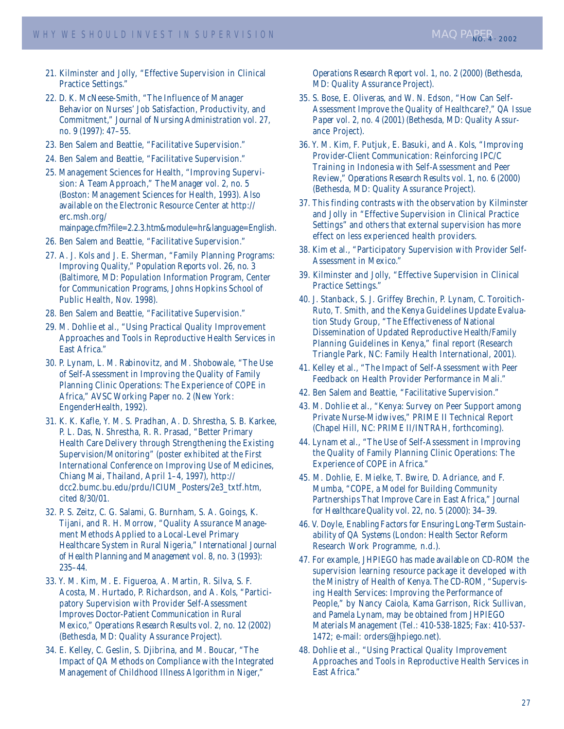21. Kilminster and Jolly, "Effective Supervision in Clinical Practice Settings."
22. D. K. McNeese-Smith, "The Influence of Manager Behavior on Nurses' Job Satisfaction, Productivity, and Commitment," *Journal of Nursing Administration* vol. 27, no. 9 (1997): 47–55.
23. Ben Salem and Beattie, "Facilitative Supervision."
24. Ben Salem and Beattie, "Facilitative Supervision."
25. Management Sciences for Health, "Improving Supervision: A Team Approach," *The Manager* vol. 2, no. 5 (Boston: Management Sciences for Health, 1993). Also available on the Electronic Resource Center at http://erc.msh.org/mainpage.cfm?file=2.2.3.htm&module=hr&language=English.
26. Ben Salem and Beattie, "Facilitative Supervision."
27. A. J. Kols and J. E. Sherman, "Family Planning Programs: Improving Quality," *Population Reports* vol. 26, no. 3 (Baltimore, MD: Population Information Program, Center for Communication Programs, Johns Hopkins School of Public Health, Nov. 1998).
28. Ben Salem and Beattie, "Facilitative Supervision."
29. M. Dohlie et al., "Using Practical Quality Improvement Approaches and Tools in Reproductive Health Services in East Africa."
30. P. Lynam, L. M. Rabinovitz, and M. Shobowale, "The Use of Self-Assessment in Improving the Quality of Family Planning Clinic Operations: The Experience of COPE in Africa," *AVSC Working Paper* no. 2 (New York: EngenderHealth, 1992).
31. K. K. Kafle, Y. M. S. Pradhan, A. D. Shrestha, S. B. Karkee, P. L. Das, N. Shrestha, R. R. Prasad, "Better Primary Health Care Delivery through Strengthening the Existing Supervision/Monitoring" (poster exhibited at the First International Conference on Improving Use of Medicines, Chiang Mai, Thailand, April 1–4, 1997), http://dcc2.bumc.bu.edu/prdu/ICIUM_Posters/2e3_txtf.htm, cited 8/30/01.
32. P. S. Zeitz, C. G. Salami, G. Burnham, S. A. Goings, K. Tijani, and R. H. Morrow, "Quality Assurance Management Methods Applied to a Local-Level Primary Healthcare System in Rural Nigeria," *International Journal of Health Planning and Management* vol. 8, no. 3 (1993): 235–44.
33. Y. M. Kim, M. E. Figueroa, A. Martin, R. Silva, S. F. Acosta, M. Hurtado, P. Richardson, and A. Kols, "Participatory Supervision with Provider Self-Assessment Improves Doctor-Patient Communication in Rural Mexico," *Operations Research Results* vol. 2, no. 12 (2002) (Bethesda, MD: Quality Assurance Project).
34. E. Kelley, C. Geslin, S. Djibrina, and M. Boucar, "The Impact of QA Methods on Compliance with the Integrated Management of Childhood Illness Algorithm in Niger," *Operations Research Report* vol. 1, no. 2 (2000) (Bethesda, MD: Quality Assurance Project).
35. S. Bose, E. Oliveras, and W. N. Edson, "How Can Self-Assessment Improve the Quality of Healthcare?," *QA Issue Paper* vol. 2, no. 4 (2001) (Bethesda, MD: Quality Assurance Project).
36. Y. M. Kim, F. Putjuk, E. Basuki, and A. Kols, "Improving Provider-Client Communication: Reinforcing IPC/C Training in Indonesia with Self-Assessment and Peer Review," *Operations Research Results* vol. 1, no. 6 (2000) (Bethesda, MD: Quality Assurance Project).
37. This finding contrasts with the observation by Kilminster and Jolly in "Effective Supervision in Clinical Practice Settings" and others that external supervision has more effect on less experienced health providers.
38. Kim et al., "Participatory Supervision with Provider Self-Assessment in Mexico."
39. Kilminster and Jolly, "Effective Supervision in Clinical Practice Settings."
40. J. Stanback, S. J. Griffey Brechin, P. Lynam, C. Toroitich-Ruto, T. Smith, and the Kenya Guidelines Update Evaluation Study Group, "The Effectiveness of National Dissemination of Updated Reproductive Health/Family Planning Guidelines in Kenya," final report (Research Triangle Park, NC: Family Health International, 2001).
41. Kelley et al., "The Impact of Self-Assessment with Peer Feedback on Health Provider Performance in Mali."
42. Ben Salem and Beattie, "Facilitative Supervision."
43. M. Dohlie et al., "Kenya: Survey on Peer Support among Private Nurse-Midwives," PRIME II Technical Report (Chapel Hill, NC: PRIME II/INTRAH, forthcoming).
44. Lynam et al., "The Use of Self-Assessment in Improving the Quality of Family Planning Clinic Operations: The Experience of COPE in Africa."
45. M. Dohlie, E. Mielke, T. Bwire, D. Adriance, and F. Mumba, "COPE, a Model for Building Community Partnerships That Improve Care in East Africa," *Journal for Healthcare Quality* vol. 22, no. 5 (2000): 34–39.
46. V. Doyle, *Enabling Factors for Ensuring Long-Term Sustainability of QA Systems* (London: Health Sector Reform Research Work Programme, n.d.).
47. For example, JHPIEGO has made available on CD-ROM the supervision learning resource package it developed with the Ministry of Health of Kenya. The CD-ROM, "Supervising Health Services: Improving the Performance of People," by Nancy Caiola, Kama Garrison, Rick Sullivan, and Pamela Lynam, may be obtained from JHPIEGO Materials Management (Tel.: 410-538-1825; Fax: 410-537-1472; e-mail: orders@jhpiego.net).
48. Dohlie et al., "Using Practical Quality Improvement Approaches and Tools in Reproductive Health Services in East Africa."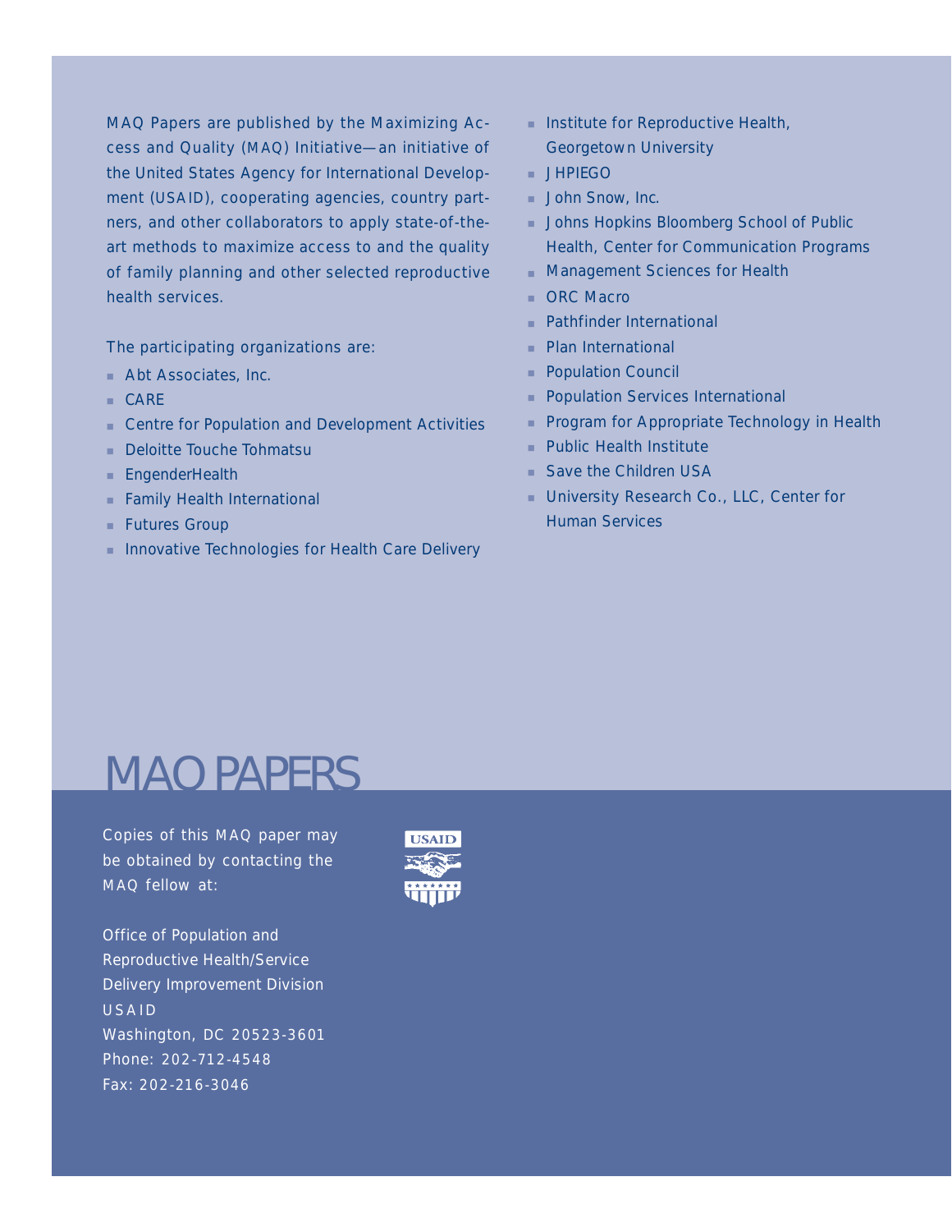MAQ Papers are published by the Maximizing Access and Quality (MAQ) Initiative—an initiative of the United States Agency for International Development (USAID), cooperating agencies, country partners, and other collaborators to apply state-of-the-art methods to maximize access to and the quality of family planning and other selected reproductive health services.

The participating organizations are:

- Abt Associates, Inc.
- CARE
- Centre for Population and Development Activities
- Deloitte Touche Tohmatsu
- EngenderHealth
- Family Health International
- Futures Group
- Innovative Technologies for Health Care Delivery
- Institute for Reproductive Health, Georgetown University
- JHPIEGO
- John Snow, Inc.
- Johns Hopkins Bloomberg School of Public Health, Center for Communication Programs
- Management Sciences for Health
- ORC Macro
- Pathfinder International
- Plan International
- Population Council
- Population Services International
- Program for Appropriate Technology in Health
- Public Health Institute
- Save the Children USA
- University Research Co., LLC, Center for Human Services

# MAQ PAPERS

Copies of this MAQ paper may be obtained by contacting the MAQ fellow at:

Office of Population and Reproductive Health/Service Delivery Improvement Division
USAID
Washington, DC 20523-3601
Phone: 202-712-4548
Fax: 202-216-3046

USAID